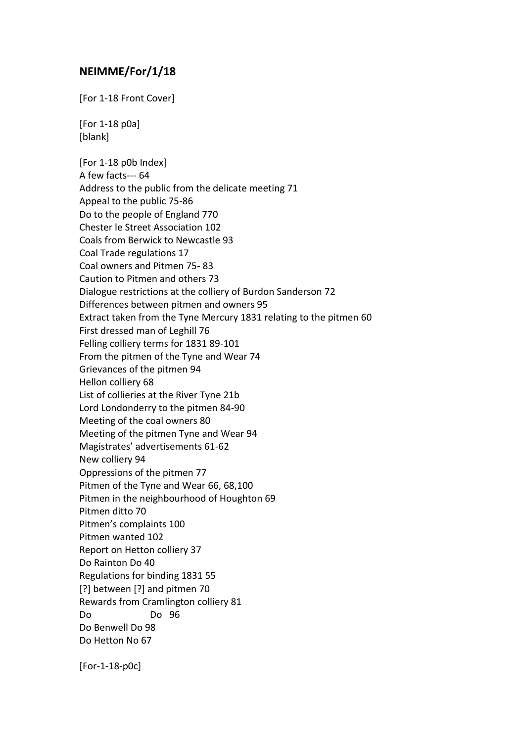## NEIMME/For/1/18

[For 1-18 Front Cover]

[For 1-18 p0a]
[blank]

[For 1-18 p0b Index]
A few facts--- 64
Address to the public from the delicate meeting 71
Appeal to the public 75-86
Do to the people of England 770
Chester le Street Association 102
Coals from Berwick to Newcastle 93
Coal Trade regulations 17
Coal owners and Pitmen 75- 83
Caution to Pitmen and others 73
Dialogue restrictions at the colliery of Burdon Sanderson 72
Differences between pitmen and owners 95
Extract taken from the Tyne Mercury 1831 relating to the pitmen 60
First dressed man of Leghill 76
Felling colliery terms for 1831 89-101
From the pitmen of the Tyne and Wear 74
Grievances of the pitmen 94
Hellon colliery 68
List of collieries at the River Tyne 21b
Lord Londonderry to the pitmen 84-90
Meeting of the coal owners 80
Meeting of the pitmen Tyne and Wear 94
Magistrates' advertisements 61-62
New colliery 94
Oppressions of the pitmen 77
Pitmen of the Tyne and Wear 66, 68,100
Pitmen in the neighbourhood of Houghton 69
Pitmen ditto 70
Pitmen's complaints 100
Pitmen wanted 102
Report on Hetton colliery 37
Do Rainton Do 40
Regulations for binding 1831 55
[?] between [?] and pitmen 70
Rewards from Cramlington colliery 81
Do Do 96
Do Benwell Do 98
Do Hetton No 67

[For-1-18-p0c]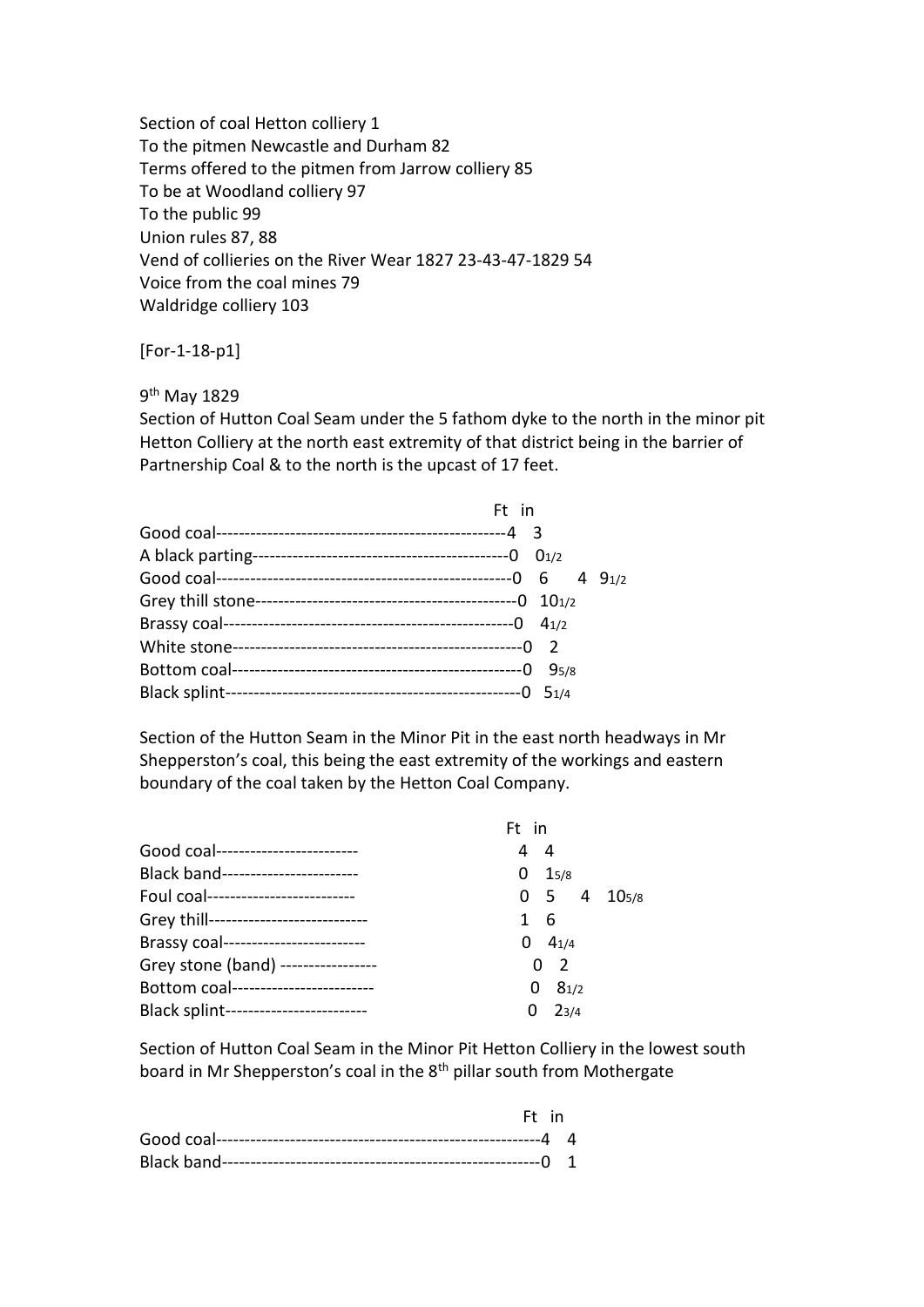Section of coal Hetton colliery 1
To the pitmen Newcastle and Durham 82
Terms offered to the pitmen from Jarrow colliery 85
To be at Woodland colliery 97
To the public 99
Union rules 87, 88
Vend of collieries on the River Wear 1827 23-43-47-1829 54
Voice from the coal mines 79
Waldridge colliery 103

[For-1-18-p1]

9th May 1829

Section of Hutton Coal Seam under the 5 fathom dyke to the north in the minor pit Hetton Colliery at the north east extremity of that district being in the barrier of Partnership Coal & to the north is the upcast of 17 feet.

| | Ft | in | | |
|---|---|---|---|---|
| Good coal | 4 | 3 | | |
| A black parting | 0 | 0 1/2 | | |
| Good coal | 0 | 6 | 4 | 9 1/2 |
| Grey thill stone | 0 | 10 1/2 | | |
| Brassy coal | 0 | 4 1/2 | | |
| White stone | 0 | 2 | | |
| Bottom coal | 0 | 9 5/8 | | |
| Black splint | 0 | 5 1/4 | | |

Section of the Hutton Seam in the Minor Pit in the east north headways in Mr Shepperston's coal, this being the east extremity of the workings and eastern boundary of the coal taken by the Hetton Coal Company.

| | Ft | in | | |
|---|---|---|---|---|
| Good coal | 4 | 4 | | |
| Black band | 0 | 1 5/8 | | |
| Foul coal | 0 | 5 | 4 | 10 5/8 |
| Grey thill | 1 | 6 | | |
| Brassy coal | 0 | 4 1/4 | | |
| Grey stone (band) | 0 | 2 | | |
| Bottom coal | 0 | 8 1/2 | | |
| Black splint | 0 | 2 3/4 | | |

Section of Hutton Coal Seam in the Minor Pit Hetton Colliery in the lowest south board in Mr Shepperston's coal in the 8th pillar south from Mothergate

| | Ft | in |
|---|---|---|
| Good coal | 4 | 4 |
| Black band | 0 | 1 |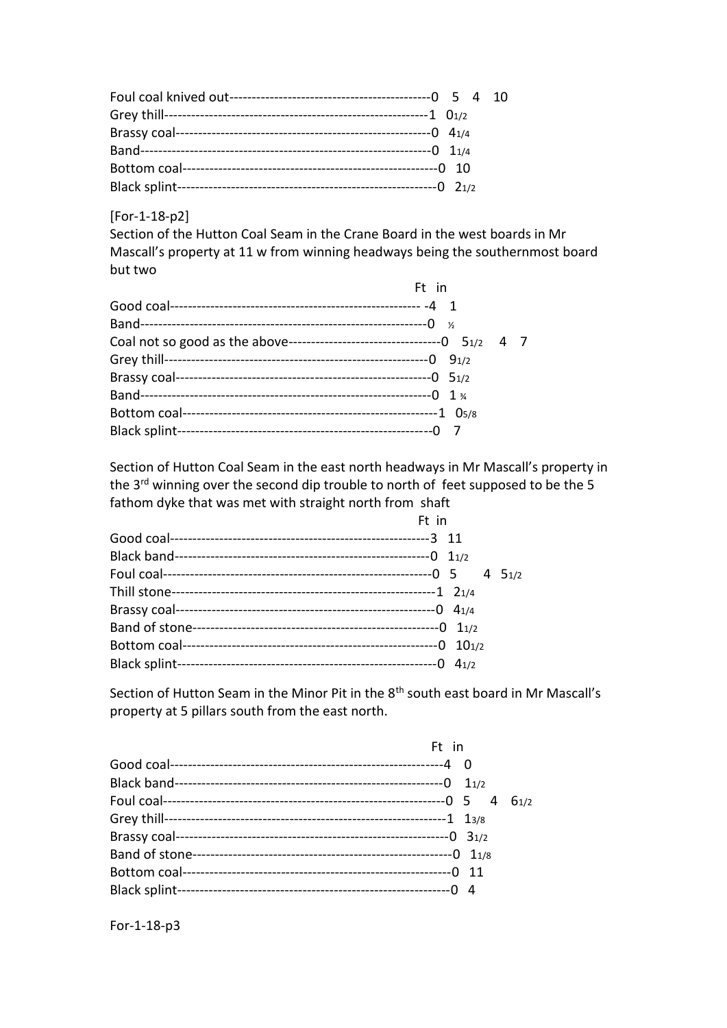Foul coal knived out---------------------------------------------0 5 4 10
Grey thill----------------------------------------------------------1 0½
Brassy coal---------------------------------------------------------0 4¼
Band-----------------------------------------------------------------0 1¼
Bottom coal---------------------------------------------------------0 10
Black splint----------------------------------------------------------0 2½

[For-1-18-p2]

Section of the Hutton Coal Seam in the Crane Board in the west boards in Mr Mascall's property at 11 w from winning headways being the southernmost board but two

| | Ft | in | | |
|---|---|---|---|---|
| Good coal | -4 | 1 | | |
| Band | 0 | ½ | | |
| Coal not so good as the above | 0 | 5½ | 4 | 7 |
| Grey thill | 0 | 9½ | | |
| Brassy coal | 0 | 5½ | | |
| Band | 0 | 1¾ | | |
| Bottom coal | 1 | 0⅝ | | |
| Black splint | 0 | 7 | | |

Section of Hutton Coal Seam in the east north headways in Mr Mascall's property in the 3[rd] winning over the second dip trouble to north of feet supposed to be the 5 fathom dyke that was met with straight north from shaft

| | Ft | in | | |
|---|---|---|---|---|
| Good coal | 3 | 11 | | |
| Black band | 0 | 1½ | | |
| Foul coal | 0 | 5 | 4 | 5½ |
| Thill stone | 1 | 2¼ | | |
| Brassy coal | 0 | 4¼ | | |
| Band of stone | 0 | 1½ | | |
| Bottom coal | 0 | 10½ | | |
| Black splint | 0 | 4½ | | |

Section of Hutton Seam in the Minor Pit in the 8[th] south east board in Mr Mascall's property at 5 pillars south from the east north.

| | Ft | in | | |
|---|---|---|---|---|
| Good coal | 4 | 0 | | |
| Black band | 0 | 1½ | | |
| Foul coal | 0 | 5 | 4 | 6½ |
| Grey thill | 1 | 1⅜ | | |
| Brassy coal | 0 | 3½ | | |
| Band of stone | 0 | 1⅛ | | |
| Bottom coal | 0 | 11 | | |
| Black splint | 0 | 4 | | |

For-1-18-p3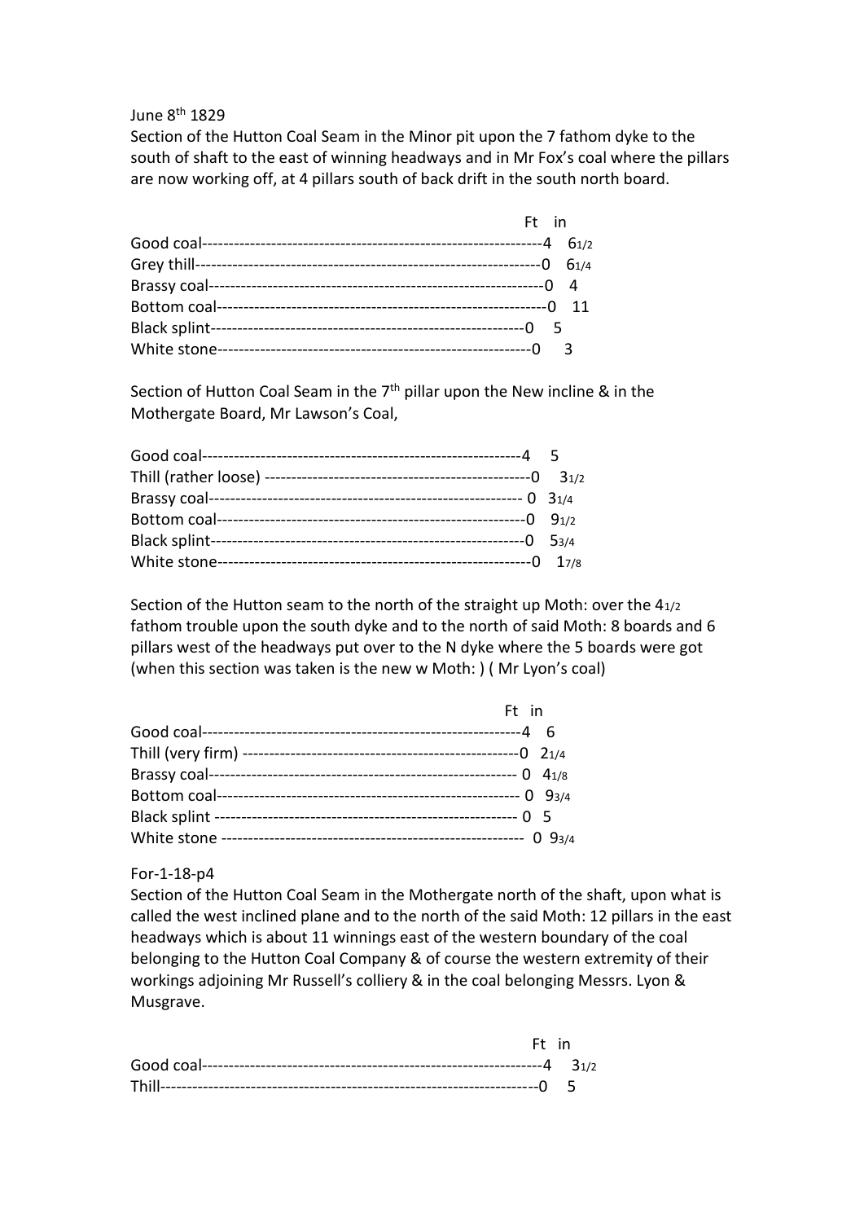June 8th 1829

Section of the Hutton Coal Seam in the Minor pit upon the 7 fathom dyke to the south of shaft to the east of winning headways and in Mr Fox's coal where the pillars are now working off, at 4 pillars south of back drift in the south north board.

| | Ft | in |
|---|---|---|
| Good coal | 4 | 6 1/2 |
| Grey thill | 0 | 6 1/4 |
| Brassy coal | 0 | 4 |
| Bottom coal | 0 | 11 |
| Black splint | 0 | 5 |
| White stone | 0 | 3 |

Section of Hutton Coal Seam in the 7th pillar upon the New incline & in the Mothergate Board, Mr Lawson's Coal,

| | Ft | in |
|---|---|---|
| Good coal | 4 | 5 |
| Thill (rather loose) | 0 | 3 1/2 |
| Brassy coal | 0 | 3 1/4 |
| Bottom coal | 0 | 9 1/2 |
| Black splint | 0 | 5 3/4 |
| White stone | 0 | 1 7/8 |

Section of the Hutton seam to the north of the straight up Moth: over the 4 1/2 fathom trouble upon the south dyke and to the north of said Moth: 8 boards and 6 pillars west of the headways put over to the N dyke where the 5 boards were got (when this section was taken is the new w Moth: ) ( Mr Lyon's coal)

| | Ft | in |
|---|---|---|
| Good coal | 4 | 6 |
| Thill (very firm) | 0 | 2 1/4 |
| Brassy coal | 0 | 4 1/8 |
| Bottom coal | 0 | 9 3/4 |
| Black splint | 0 | 5 |
| White stone | 0 | 9 3/4 |

For-1-18-p4

Section of the Hutton Coal Seam in the Mothergate north of the shaft, upon what is called the west inclined plane and to the north of the said Moth: 12 pillars in the east headways which is about 11 winnings east of the western boundary of the coal belonging to the Hutton Coal Company & of course the western extremity of their workings adjoining Mr Russell's colliery & in the coal belonging Messrs. Lyon & Musgrave.

| | Ft | in |
|---|---|---|
| Good coal | 4 | 3 1/2 |
| Thill | 0 | 5 |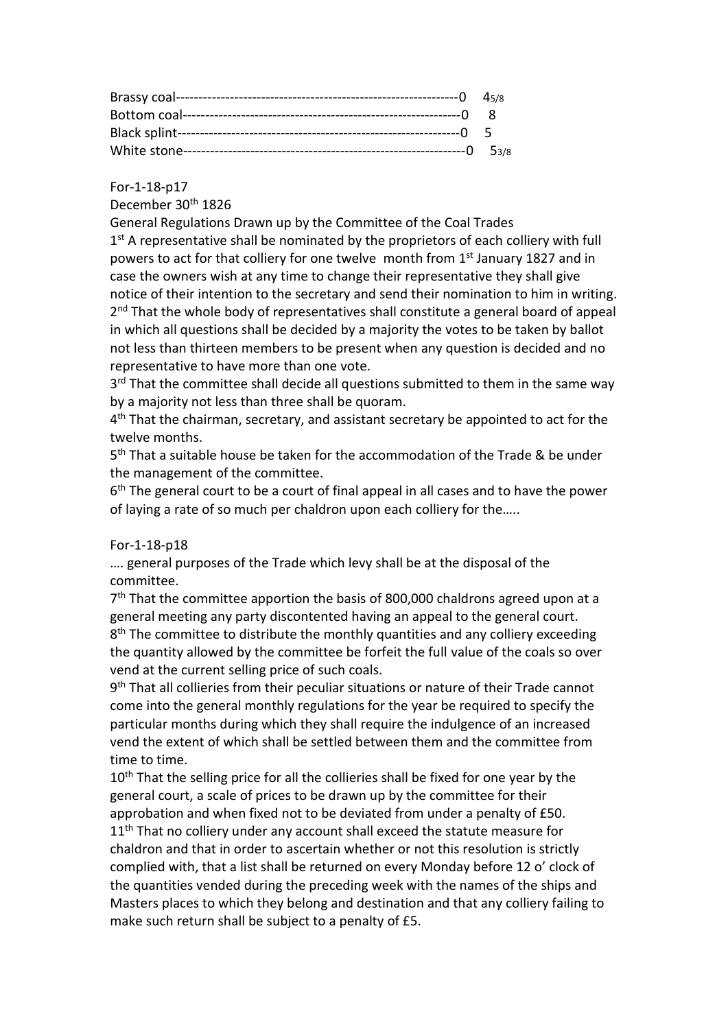Brassy coal---------------------------------------------------------------0 4 5/8
Bottom coal--------------------------------------------------------------0 8
Black splint--------------------------------------------------------------0 5
White stone--------------------------------------------------------------0 5 3/8

For-1-18-p17

December 30th 1826

General Regulations Drawn up by the Committee of the Coal Trades

1st A representative shall be nominated by the proprietors of each colliery with full powers to act for that colliery for one twelve month from 1st January 1827 and in case the owners wish at any time to change their representative they shall give notice of their intention to the secretary and send their nomination to him in writing.

2nd That the whole body of representatives shall constitute a general board of appeal in which all questions shall be decided by a majority the votes to be taken by ballot not less than thirteen members to be present when any question is decided and no representative to have more than one vote.

3rd That the committee shall decide all questions submitted to them in the same way by a majority not less than three shall be quoram.

4th That the chairman, secretary, and assistant secretary be appointed to act for the twelve months.

5th That a suitable house be taken for the accommodation of the Trade & be under the management of the committee.

6th The general court to be a court of final appeal in all cases and to have the power of laying a rate of so much per chaldron upon each colliery for the…..

For-1-18-p18

…. general purposes of the Trade which levy shall be at the disposal of the committee.

7th That the committee apportion the basis of 800,000 chaldrons agreed upon at a general meeting any party discontented having an appeal to the general court.

8th The committee to distribute the monthly quantities and any colliery exceeding the quantity allowed by the committee be forfeit the full value of the coals so over vend at the current selling price of such coals.

9th That all collieries from their peculiar situations or nature of their Trade cannot come into the general monthly regulations for the year be required to specify the particular months during which they shall require the indulgence of an increased vend the extent of which shall be settled between them and the committee from time to time.

10th That the selling price for all the collieries shall be fixed for one year by the general court, a scale of prices to be drawn up by the committee for their approbation and when fixed not to be deviated from under a penalty of £50.

11th That no colliery under any account shall exceed the statute measure for chaldron and that in order to ascertain whether or not this resolution is strictly complied with, that a list shall be returned on every Monday before 12 o' clock of the quantities vended during the preceding week with the names of the ships and Masters places to which they belong and destination and that any colliery failing to make such return shall be subject to a penalty of £5.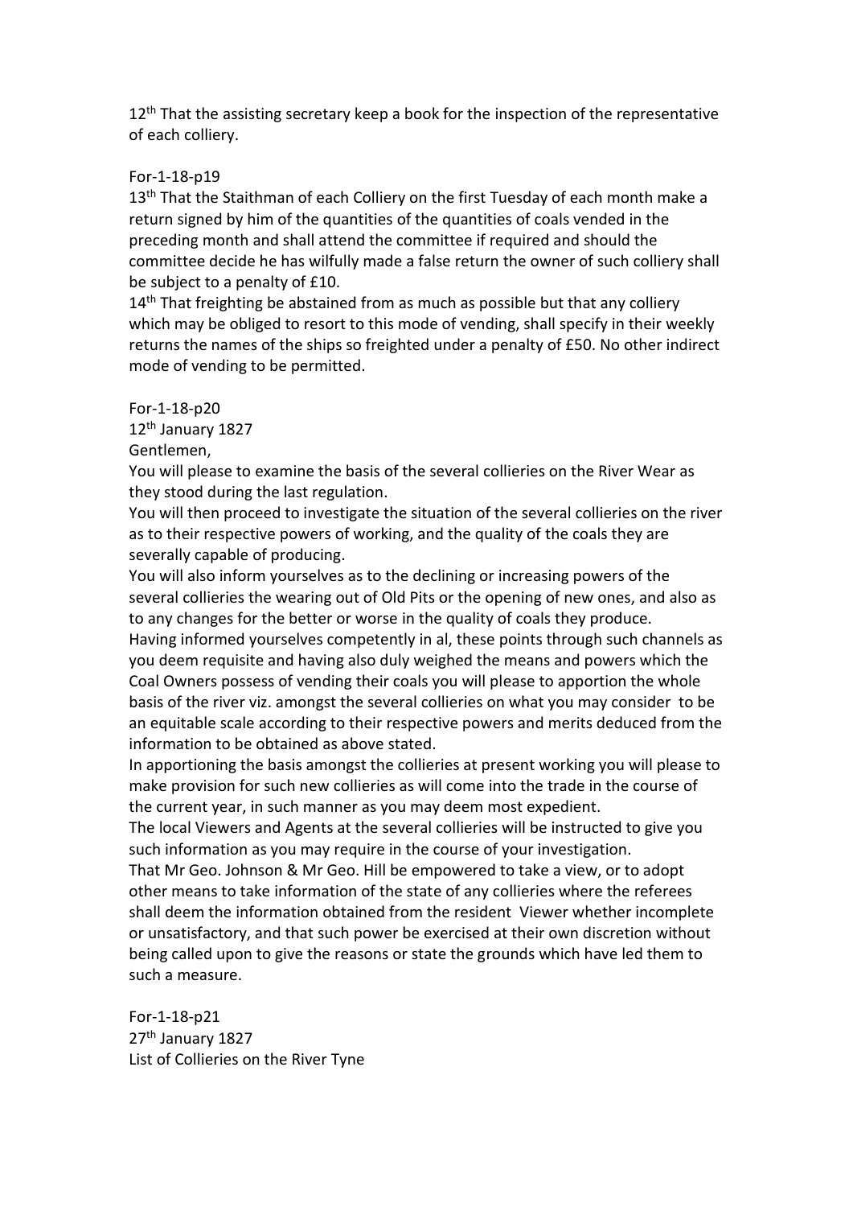12th That the assisting secretary keep a book for the inspection of the representative of each colliery.

For-1-18-p19

13th That the Staithman of each Colliery on the first Tuesday of each month make a return signed by him of the quantities of the quantities of coals vended in the preceding month and shall attend the committee if required and should the committee decide he has wilfully made a false return the owner of such colliery shall be subject to a penalty of £10.

14th That freighting be abstained from as much as possible but that any colliery which may be obliged to resort to this mode of vending, shall specify in their weekly returns the names of the ships so freighted under a penalty of £50. No other indirect mode of vending to be permitted.

For-1-18-p20

12th January 1827

Gentlemen,

You will please to examine the basis of the several collieries on the River Wear as they stood during the last regulation.

You will then proceed to investigate the situation of the several collieries on the river as to their respective powers of working, and the quality of the coals they are severally capable of producing.

You will also inform yourselves as to the declining or increasing powers of the several collieries the wearing out of Old Pits or the opening of new ones, and also as to any changes for the better or worse in the quality of coals they produce.

Having informed yourselves competently in al, these points through such channels as you deem requisite and having also duly weighed the means and powers which the Coal Owners possess of vending their coals you will please to apportion the whole basis of the river viz. amongst the several collieries on what you may consider to be an equitable scale according to their respective powers and merits deduced from the information to be obtained as above stated.

In apportioning the basis amongst the collieries at present working you will please to make provision for such new collieries as will come into the trade in the course of the current year, in such manner as you may deem most expedient.

The local Viewers and Agents at the several collieries will be instructed to give you such information as you may require in the course of your investigation.

That Mr Geo. Johnson & Mr Geo. Hill be empowered to take a view, or to adopt other means to take information of the state of any collieries where the referees shall deem the information obtained from the resident Viewer whether incomplete or unsatisfactory, and that such power be exercised at their own discretion without being called upon to give the reasons or state the grounds which have led them to such a measure.

For-1-18-p21

27th January 1827

List of Collieries on the River Tyne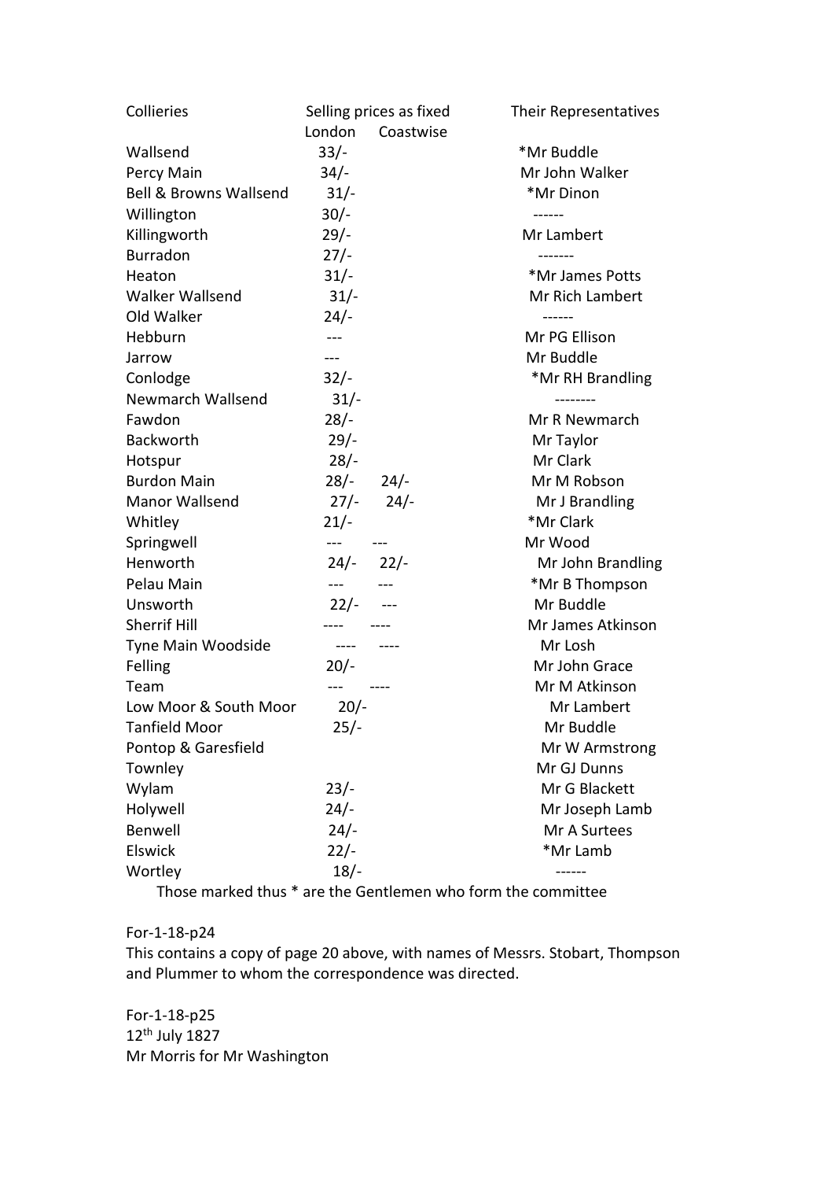| Collieries | Selling prices as fixed | | Their Representatives |
|---|---|---|---|
| | London | Coastwise | |
| Wallsend | 33/- | | *Mr Buddle |
| Percy Main | 34/- | | Mr John Walker |
| Bell & Browns Wallsend | 31/- | | *Mr Dinon |
| Willington | 30/- | | ------ |
| Killingworth | 29/- | | Mr Lambert |
| Burradon | 27/- | | ------- |
| Heaton | 31/- | | *Mr James Potts |
| Walker Wallsend | 31/- | | Mr Rich Lambert |
| Old Walker | 24/- | | ------ |
| Hebburn | --- | | Mr PG Ellison |
| Jarrow | --- | | Mr Buddle |
| Conlodge | 32/- | | *Mr RH Brandling |
| Newmarch Wallsend | 31/- | | -------- |
| Fawdon | 28/- | | Mr R Newmarch |
| Backworth | 29/- | | Mr Taylor |
| Hotspur | 28/- | | Mr Clark |
| Burdon Main | 28/- | 24/- | Mr M Robson |
| Manor Wallsend | 27/- | 24/- | Mr J Brandling |
| Whitley | 21/- | | *Mr Clark |
| Springwell | --- | --- | Mr Wood |
| Henworth | 24/- | 22/- | Mr John Brandling |
| Pelau Main | --- | --- | *Mr B Thompson |
| Unsworth | 22/- | --- | Mr Buddle |
| Sherrif Hill | ---- | ---- | Mr James Atkinson |
| Tyne Main Woodside | ---- | ---- | Mr Losh |
| Felling | 20/- | | Mr John Grace |
| Team | --- | ---- | Mr M Atkinson |
| Low Moor & South Moor | 20/- | | Mr Lambert |
| Tanfield Moor | 25/- | | Mr Buddle |
| Pontop & Garesfield | | | Mr W Armstrong |
| Townley | | | Mr GJ Dunns |
| Wylam | 23/- | | Mr G Blackett |
| Holywell | 24/- | | Mr Joseph Lamb |
| Benwell | 24/- | | Mr A Surtees |
| Elswick | 22/- | | *Mr Lamb |
| Wortley | 18/- | | ------ |

Those marked thus * are the Gentlemen who form the committee

For-1-18-p24
This contains a copy of page 20 above, with names of Messrs. Stobart, Thompson and Plummer to whom the correspondence was directed.

For-1-18-p25
12th July 1827
Mr Morris for Mr Washington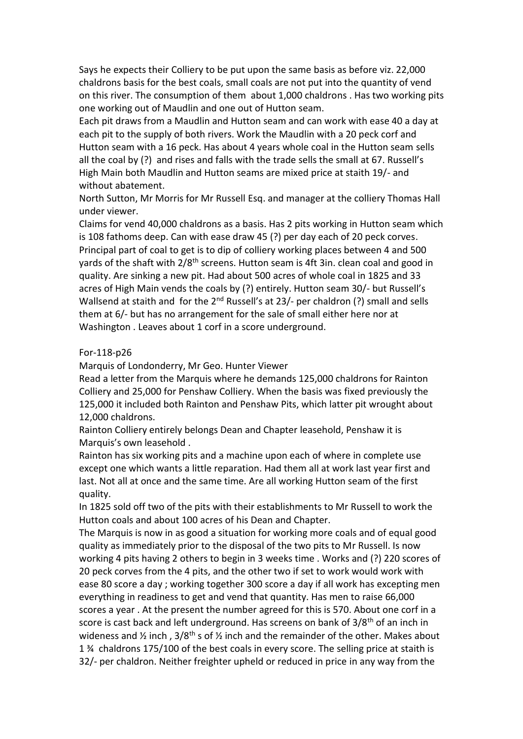Says he expects their Colliery to be put upon the same basis as before viz. 22,000 chaldrons basis for the best coals, small coals are not put into the quantity of vend on this river. The consumption of them about 1,000 chaldrons . Has two working pits one working out of Maudlin and one out of Hutton seam.

Each pit draws from a Maudlin and Hutton seam and can work with ease 40 a day at each pit to the supply of both rivers. Work the Maudlin with a 20 peck corf and Hutton seam with a 16 peck. Has about 4 years whole coal in the Hutton seam sells all the coal by (?) and rises and falls with the trade sells the small at 67. Russell's High Main both Maudlin and Hutton seams are mixed price at staith 19/- and without abatement.

North Sutton, Mr Morris for Mr Russell Esq. and manager at the colliery Thomas Hall under viewer.

Claims for vend 40,000 chaldrons as a basis. Has 2 pits working in Hutton seam which is 108 fathoms deep. Can with ease draw 45 (?) per day each of 20 peck corves. Principal part of coal to get is to dip of colliery working places between 4 and 500 yards of the shaft with 2/8th screens. Hutton seam is 4ft 3in. clean coal and good in quality. Are sinking a new pit. Had about 500 acres of whole coal in 1825 and 33 acres of High Main vends the coals by (?) entirely. Hutton seam 30/- but Russell's Wallsend at staith and for the 2nd Russell's at 23/- per chaldron (?) small and sells them at 6/- but has no arrangement for the sale of small either here nor at Washington . Leaves about 1 corf in a score underground.

For-118-p26

Marquis of Londonderry, Mr Geo. Hunter Viewer

Read a letter from the Marquis where he demands 125,000 chaldrons for Rainton Colliery and 25,000 for Penshaw Colliery. When the basis was fixed previously the 125,000 it included both Rainton and Penshaw Pits, which latter pit wrought about 12,000 chaldrons.

Rainton Colliery entirely belongs Dean and Chapter leasehold, Penshaw it is Marquis's own leasehold .

Rainton has six working pits and a machine upon each of where in complete use except one which wants a little reparation. Had them all at work last year first and last. Not all at once and the same time. Are all working Hutton seam of the first quality.

In 1825 sold off two of the pits with their establishments to Mr Russell to work the Hutton coals and about 100 acres of his Dean and Chapter.

The Marquis is now in as good a situation for working more coals and of equal good quality as immediately prior to the disposal of the two pits to Mr Russell. Is now working 4 pits having 2 others to begin in 3 weeks time . Works and (?) 220 scores of 20 peck corves from the 4 pits, and the other two if set to work would work with ease 80 score a day ; working together 300 score a day if all work has excepting men everything in readiness to get and vend that quantity. Has men to raise 66,000 scores a year . At the present the number agreed for this is 570. About one corf in a score is cast back and left underground. Has screens on bank of 3/8th of an inch in wideness and ½ inch , 3/8th s of ½ inch and the remainder of the other. Makes about 1 ¾ chaldrons 175/100 of the best coals in every score. The selling price at staith is 32/- per chaldron. Neither freighter upheld or reduced in price in any way from the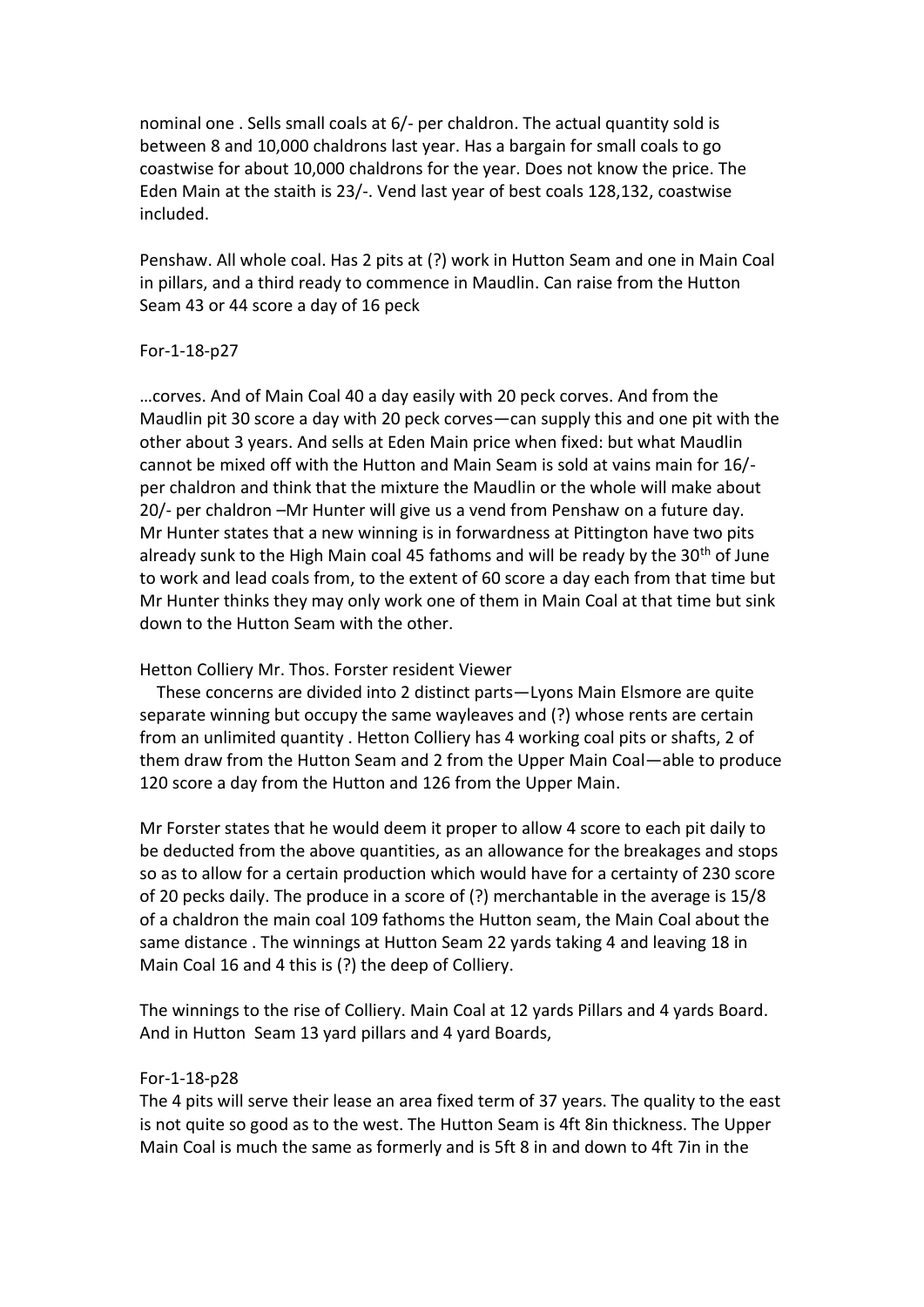nominal one . Sells small coals at 6/- per chaldron. The actual quantity sold is between 8 and 10,000 chaldrons last year. Has a bargain for small coals to go coastwise for about 10,000 chaldrons for the year. Does not know the price. The Eden Main at the staith is 23/-. Vend last year of best coals 128,132, coastwise included.

Penshaw. All whole coal. Has 2 pits at (?) work in Hutton Seam and one in Main Coal in pillars, and a third ready to commence in Maudlin. Can raise from the Hutton Seam 43 or 44 score a day of 16 peck

For-1-18-p27

…corves. And of Main Coal 40 a day easily with 20 peck corves. And from the Maudlin pit 30 score a day with 20 peck corves—can supply this and one pit with the other about 3 years. And sells at Eden Main price when fixed: but what Maudlin cannot be mixed off with the Hutton and Main Seam is sold at vains main for 16/- per chaldron and think that the mixture the Maudlin or the whole will make about 20/- per chaldron –Mr Hunter will give us a vend from Penshaw on a future day. Mr Hunter states that a new winning is in forwardness at Pittington have two pits already sunk to the High Main coal 45 fathoms and will be ready by the 30th of June to work and lead coals from, to the extent of 60 score a day each from that time but Mr Hunter thinks they may only work one of them in Main Coal at that time but sink down to the Hutton Seam with the other.

Hetton Colliery Mr. Thos. Forster resident Viewer

These concerns are divided into 2 distinct parts—Lyons Main Elsmore are quite separate winning but occupy the same wayleaves and (?) whose rents are certain from an unlimited quantity . Hetton Colliery has 4 working coal pits or shafts, 2 of them draw from the Hutton Seam and 2 from the Upper Main Coal—able to produce 120 score a day from the Hutton and 126 from the Upper Main.

Mr Forster states that he would deem it proper to allow 4 score to each pit daily to be deducted from the above quantities, as an allowance for the breakages and stops so as to allow for a certain production which would have for a certainty of 230 score of 20 pecks daily. The produce in a score of (?) merchantable in the average is 15/8 of a chaldron the main coal 109 fathoms the Hutton seam, the Main Coal about the same distance . The winnings at Hutton Seam 22 yards taking 4 and leaving 18 in Main Coal 16 and 4 this is (?) the deep of Colliery.

The winnings to the rise of Colliery. Main Coal at 12 yards Pillars and 4 yards Board. And in Hutton Seam 13 yard pillars and 4 yard Boards,

For-1-18-p28

The 4 pits will serve their lease an area fixed term of 37 years. The quality to the east is not quite so good as to the west. The Hutton Seam is 4ft 8in thickness. The Upper Main Coal is much the same as formerly and is 5ft 8 in and down to 4ft 7in in the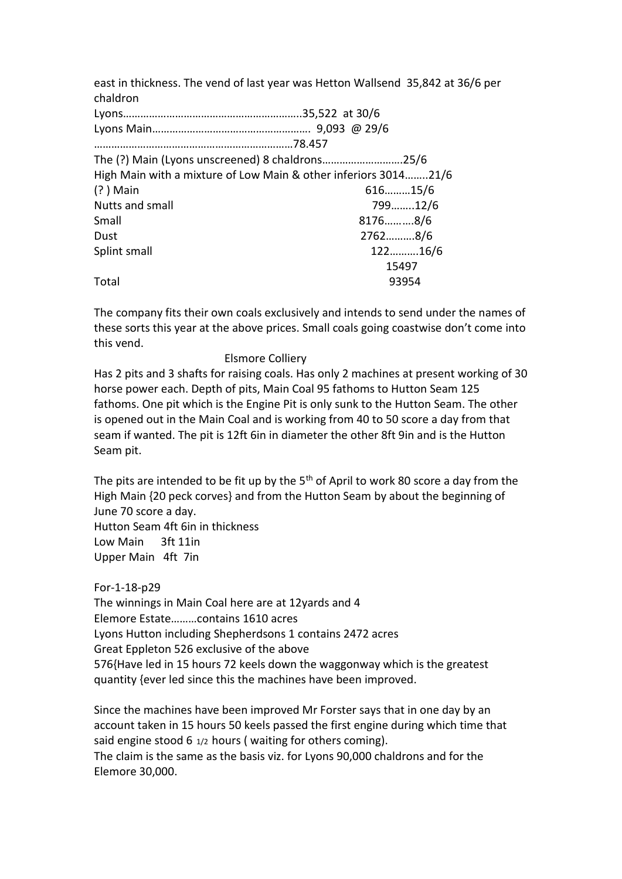east in thickness. The vend of last year was Hetton Wallsend 35,842 at 36/6 per chaldron

Lyons……………………………………………………..35,522 at 30/6

Lyons Main………………………………………………. 9,093 @ 29/6

……………………………………………………………78.457

The (?) Main (Lyons unscreened) 8 chaldrons……………………….25/6

High Main with a mixture of Low Main & other inferiors 3014……..21/6

(? ) Main 616………15/6

Nutts and small 799……..12/6

Small 8176……….8/6

Dust 2762……….8/6

Splint small 122……….16/6

15497

Total 93954

The company fits their own coals exclusively and intends to send under the names of these sorts this year at the above prices. Small coals going coastwise don't come into this vend.

Elsmore Colliery

Has 2 pits and 3 shafts for raising coals. Has only 2 machines at present working of 30 horse power each. Depth of pits, Main Coal 95 fathoms to Hutton Seam 125 fathoms. One pit which is the Engine Pit is only sunk to the Hutton Seam. The other is opened out in the Main Coal and is working from 40 to 50 score a day from that seam if wanted. The pit is 12ft 6in in diameter the other 8ft 9in and is the Hutton Seam pit.

The pits are intended to be fit up by the 5th of April to work 80 score a day from the High Main {20 peck corves} and from the Hutton Seam by about the beginning of June 70 score a day.

Hutton Seam 4ft 6in in thickness

Low Main 3ft 11in

Upper Main 4ft 7in

For-1-18-p29

The winnings in Main Coal here are at 12yards and 4

Elemore Estate………contains 1610 acres

Lyons Hutton including Shepherdsons 1 contains 2472 acres

Great Eppleton 526 exclusive of the above

576{Have led in 15 hours 72 keels down the waggonway which is the greatest quantity {ever led since this the machines have been improved.

Since the machines have been improved Mr Forster says that in one day by an account taken in 15 hours 50 keels passed the first engine during which time that said engine stood 6 1/2 hours ( waiting for others coming).

The claim is the same as the basis viz. for Lyons 90,000 chaldrons and for the Elemore 30,000.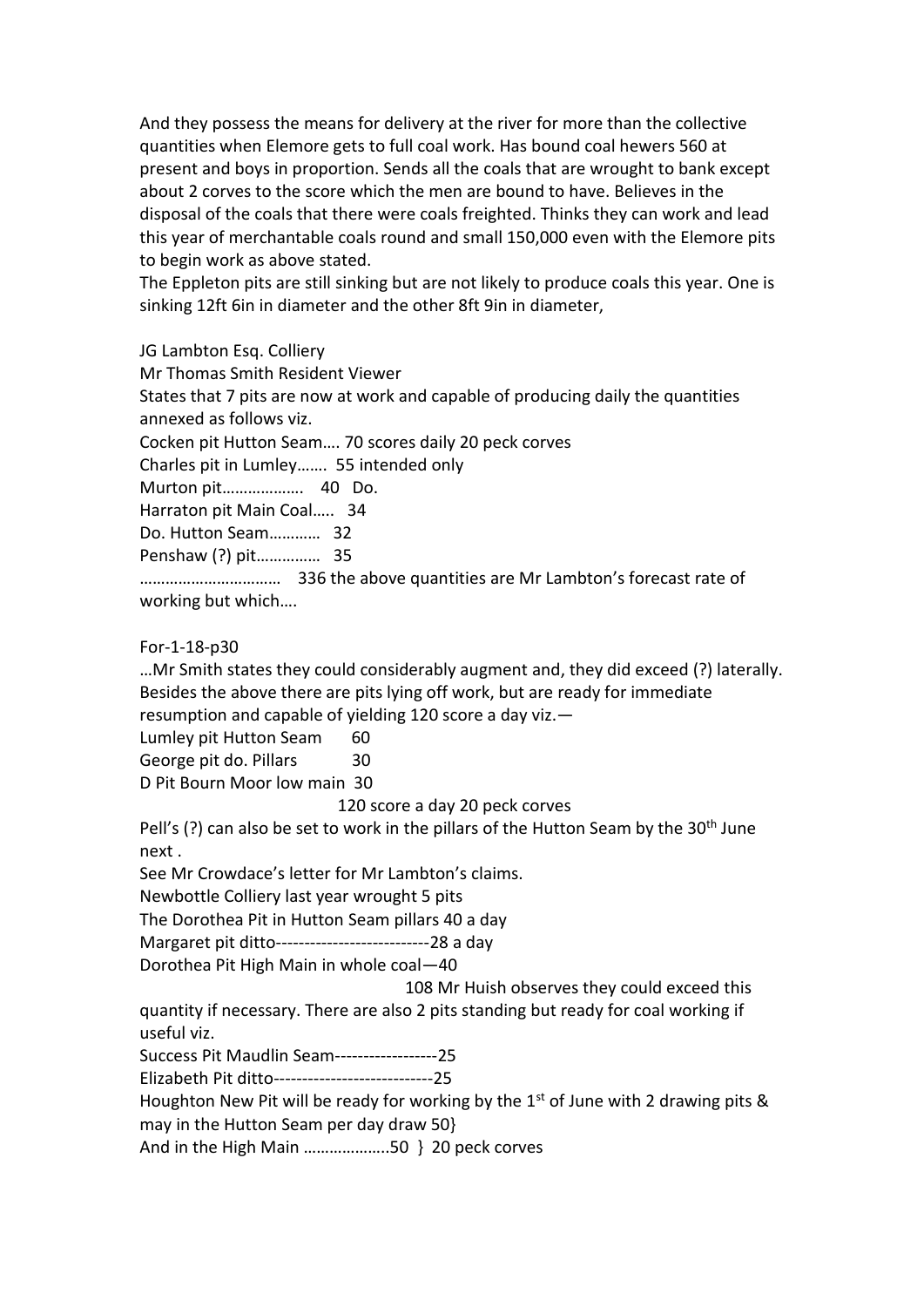And they possess the means for delivery at the river for more than the collective quantities when Elemore gets to full coal work. Has bound coal hewers 560 at present and boys in proportion. Sends all the coals that are wrought to bank except about 2 corves to the score which the men are bound to have. Believes in the disposal of the coals that there were coals freighted. Thinks they can work and lead this year of merchantable coals round and small 150,000 even with the Elemore pits to begin work as above stated.

The Eppleton pits are still sinking but are not likely to produce coals this year. One is sinking 12ft 6in in diameter and the other 8ft 9in in diameter,

JG Lambton Esq. Colliery

Mr Thomas Smith Resident Viewer

States that 7 pits are now at work and capable of producing daily the quantities annexed as follows viz.

Cocken pit Hutton Seam…. 70 scores daily 20 peck corves

Charles pit in Lumley……. 55 intended only

Murton pit………………. 40 Do.

Harraton pit Main Coal….. 34

Do. Hutton Seam………… 32

Penshaw (?) pit…………… 35

…………………………… 336 the above quantities are Mr Lambton's forecast rate of working but which….

For-1-18-p30

…Mr Smith states they could considerably augment and, they did exceed (?) laterally. Besides the above there are pits lying off work, but are ready for immediate resumption and capable of yielding 120 score a day viz.—

Lumley pit Hutton Seam 60

George pit do. Pillars 30

D Pit Bourn Moor low main 30

120 score a day 20 peck corves

Pell's (?) can also be set to work in the pillars of the Hutton Seam by the 30th June next .

See Mr Crowdace's letter for Mr Lambton's claims.

Newbottle Colliery last year wrought 5 pits

The Dorothea Pit in Hutton Seam pillars 40 a day

Margaret pit ditto---------------------------28 a day

Dorothea Pit High Main in whole coal—40

108 Mr Huish observes they could exceed this quantity if necessary. There are also 2 pits standing but ready for coal working if useful viz.

Success Pit Maudlin Seam------------------25

Elizabeth Pit ditto----------------------------25

Houghton New Pit will be ready for working by the 1st of June with 2 drawing pits & may in the Hutton Seam per day draw 50}

And in the High Main ………………..50 } 20 peck corves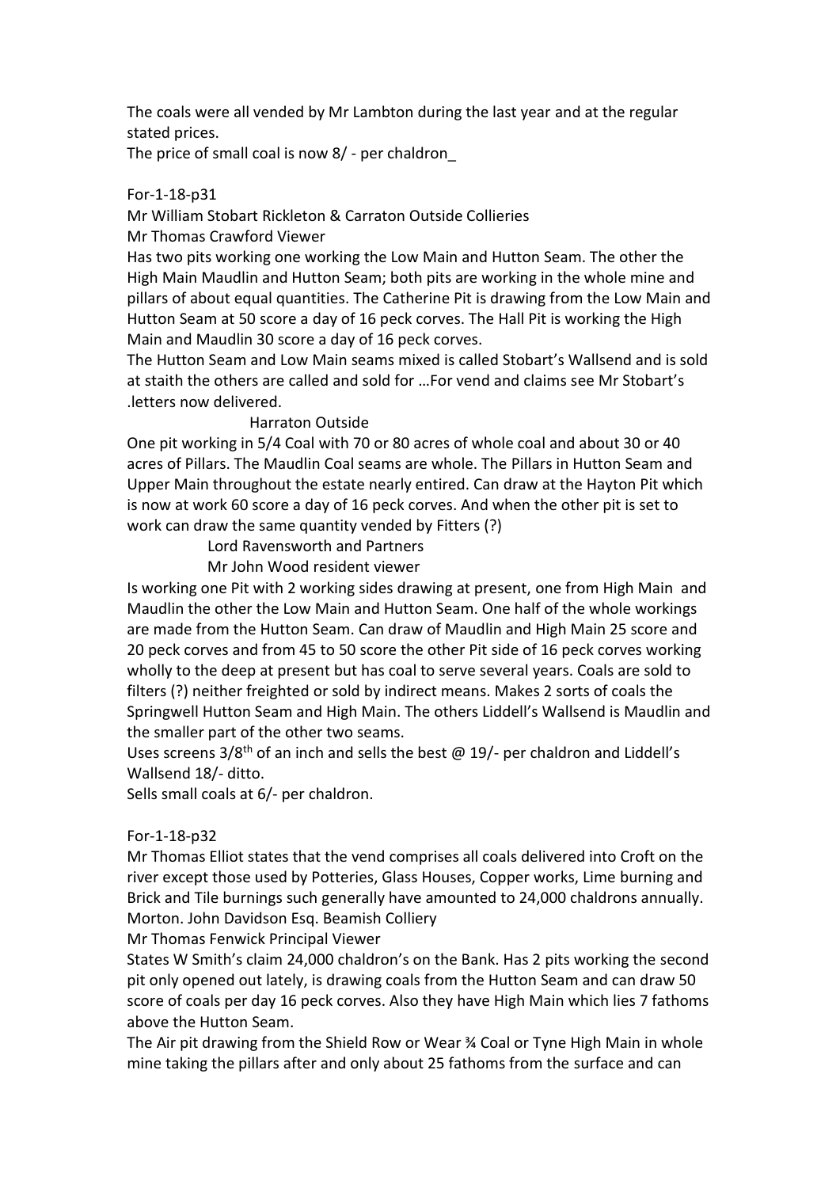The coals were all vended by Mr Lambton during the last year and at the regular stated prices.
The price of small coal is now 8/ - per chaldron_

For-1-18-p31

Mr William Stobart Rickleton & Carraton Outside Collieries
Mr Thomas Crawford Viewer
Has two pits working one working the Low Main and Hutton Seam. The other the High Main Maudlin and Hutton Seam; both pits are working in the whole mine and pillars of about equal quantities. The Catherine Pit is drawing from the Low Main and Hutton Seam at 50 score a day of 16 peck corves. The Hall Pit is working the High Main and Maudlin 30 score a day of 16 peck corves.
The Hutton Seam and Low Main seams mixed is called Stobart's Wallsend and is sold at staith the others are called and sold for …For vend and claims see Mr Stobart's .letters now delivered.

Harraton Outside

One pit working in 5/4 Coal with 70 or 80 acres of whole coal and about 30 or 40 acres of Pillars. The Maudlin Coal seams are whole. The Pillars in Hutton Seam and Upper Main throughout the estate nearly entired. Can draw at the Hayton Pit which is now at work 60 score a day of 16 peck corves. And when the other pit is set to work can draw the same quantity vended by Fitters (?)

Lord Ravensworth and Partners
Mr John Wood resident viewer

Is working one Pit with 2 working sides drawing at present, one from High Main and Maudlin the other the Low Main and Hutton Seam. One half of the whole workings are made from the Hutton Seam. Can draw of Maudlin and High Main 25 score and 20 peck corves and from 45 to 50 score the other Pit side of 16 peck corves working wholly to the deep at present but has coal to serve several years. Coals are sold to filters (?) neither freighted or sold by indirect means. Makes 2 sorts of coals the Springwell Hutton Seam and High Main. The others Liddell's Wallsend is Maudlin and the smaller part of the other two seams.
Uses screens 3/8th of an inch and sells the best @ 19/- per chaldron and Liddell's Wallsend 18/- ditto.
Sells small coals at 6/- per chaldron.

For-1-18-p32

Mr Thomas Elliot states that the vend comprises all coals delivered into Croft on the river except those used by Potteries, Glass Houses, Copper works, Lime burning and Brick and Tile burnings such generally have amounted to 24,000 chaldrons annually.
Morton. John Davidson Esq. Beamish Colliery
Mr Thomas Fenwick Principal Viewer
States W Smith's claim 24,000 chaldron's on the Bank. Has 2 pits working the second pit only opened out lately, is drawing coals from the Hutton Seam and can draw 50 score of coals per day 16 peck corves. Also they have High Main which lies 7 fathoms above the Hutton Seam.
The Air pit drawing from the Shield Row or Wear ¾ Coal or Tyne High Main in whole mine taking the pillars after and only about 25 fathoms from the surface and can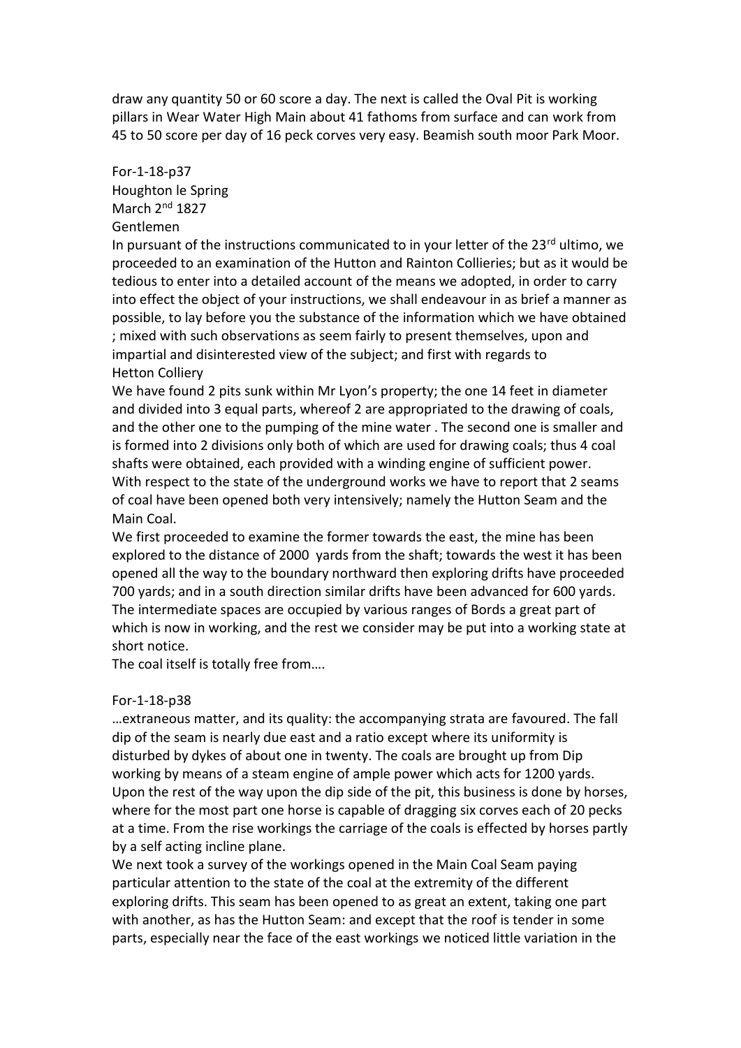draw any quantity 50 or 60 score a day. The next is called the Oval Pit is working pillars in Wear Water High Main about 41 fathoms from surface and can work from 45 to 50 score per day of 16 peck corves very easy. Beamish south moor Park Moor.

For-1-18-p37
Houghton le Spring
March 2nd 1827
Gentlemen

In pursuant of the instructions communicated to in your letter of the 23rd ultimo, we proceeded to an examination of the Hutton and Rainton Collieries; but as it would be tedious to enter into a detailed account of the means we adopted, in order to carry into effect the object of your instructions, we shall endeavour in as brief a manner as possible, to lay before you the substance of the information which we have obtained ; mixed with such observations as seem fairly to present themselves, upon and impartial and disinterested view of the subject; and first with regards to
Hetton Colliery

We have found 2 pits sunk within Mr Lyon's property; the one 14 feet in diameter and divided into 3 equal parts, whereof 2 are appropriated to the drawing of coals, and the other one to the pumping of the mine water . The second one is smaller and is formed into 2 divisions only both of which are used for drawing coals; thus 4 coal shafts were obtained, each provided with a winding engine of sufficient power.

With respect to the state of the underground works we have to report that 2 seams of coal have been opened both very intensively; namely the Hutton Seam and the Main Coal.

We first proceeded to examine the former towards the east, the mine has been explored to the distance of 2000 yards from the shaft; towards the west it has been opened all the way to the boundary northward then exploring drifts have proceeded 700 yards; and in a south direction similar drifts have been advanced for 600 yards. The intermediate spaces are occupied by various ranges of Bords a great part of which is now in working, and the rest we consider may be put into a working state at short notice.

The coal itself is totally free from….

For-1-18-p38

…extraneous matter, and its quality: the accompanying strata are favoured. The fall dip of the seam is nearly due east and a ratio except where its uniformity is disturbed by dykes of about one in twenty. The coals are brought up from Dip working by means of a steam engine of ample power which acts for 1200 yards. Upon the rest of the way upon the dip side of the pit, this business is done by horses, where for the most part one horse is capable of dragging six corves each of 20 pecks at a time. From the rise workings the carriage of the coals is effected by horses partly by a self acting incline plane.

We next took a survey of the workings opened in the Main Coal Seam paying particular attention to the state of the coal at the extremity of the different exploring drifts. This seam has been opened to as great an extent, taking one part with another, as has the Hutton Seam: and except that the roof is tender in some parts, especially near the face of the east workings we noticed little variation in the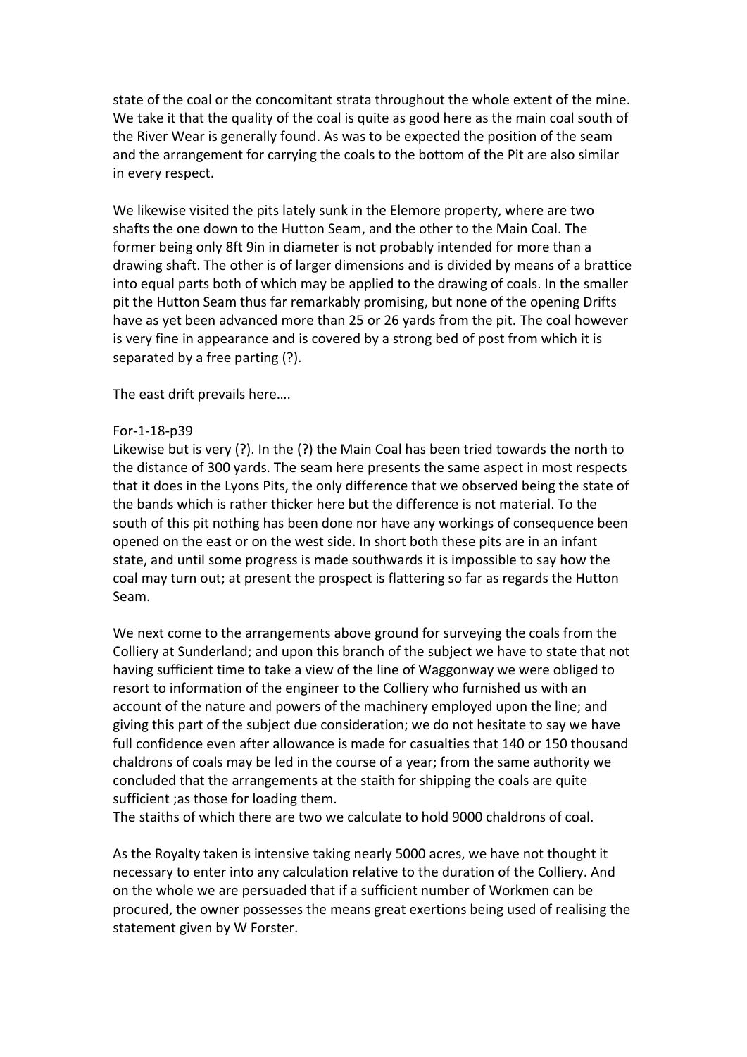state of the coal or the concomitant strata throughout the whole extent of the mine. We take it that the quality of the coal is quite as good here as the main coal south of the River Wear is generally found. As was to be expected the position of the seam and the arrangement for carrying the coals to the bottom of the Pit are also similar in every respect.

We likewise visited the pits lately sunk in the Elemore property, where are two shafts the one down to the Hutton Seam, and the other to the Main Coal. The former being only 8ft 9in in diameter is not probably intended for more than a drawing shaft. The other is of larger dimensions and is divided by means of a brattice into equal parts both of which may be applied to the drawing of coals. In the smaller pit the Hutton Seam thus far remarkably promising, but none of the opening Drifts have as yet been advanced more than 25 or 26 yards from the pit. The coal however is very fine in appearance and is covered by a strong bed of post from which it is separated by a free parting (?).

The east drift prevails here….

For-1-18-p39

Likewise but is very (?). In the (?) the Main Coal has been tried towards the north to the distance of 300 yards. The seam here presents the same aspect in most respects that it does in the Lyons Pits, the only difference that we observed being the state of the bands which is rather thicker here but the difference is not material. To the south of this pit nothing has been done nor have any workings of consequence been opened on the east or on the west side. In short both these pits are in an infant state, and until some progress is made southwards it is impossible to say how the coal may turn out; at present the prospect is flattering so far as regards the Hutton Seam.

We next come to the arrangements above ground for surveying the coals from the Colliery at Sunderland; and upon this branch of the subject we have to state that not having sufficient time to take a view of the line of Waggonway we were obliged to resort to information of the engineer to the Colliery who furnished us with an account of the nature and powers of the machinery employed upon the line; and giving this part of the subject due consideration; we do not hesitate to say we have full confidence even after allowance is made for casualties that 140 or 150 thousand chaldrons of coals may be led in the course of a year; from the same authority we concluded that the arrangements at the staith for shipping the coals are quite sufficient ;as those for loading them.
The staiths of which there are two we calculate to hold 9000 chaldrons of coal.

As the Royalty taken is intensive taking nearly 5000 acres, we have not thought it necessary to enter into any calculation relative to the duration of the Colliery. And on the whole we are persuaded that if a sufficient number of Workmen can be procured, the owner possesses the means great exertions being used of realising the statement given by W Forster.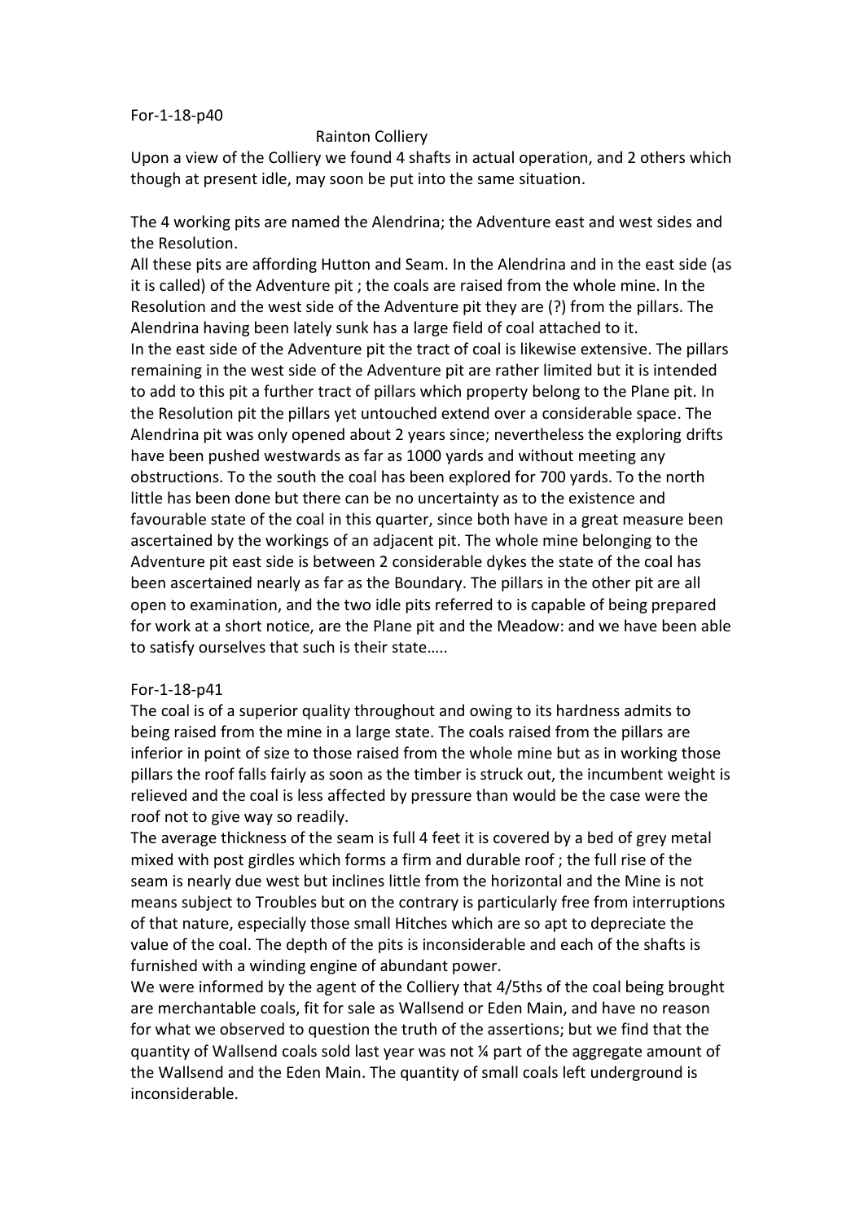For-1-18-p40

Rainton Colliery

Upon a view of the Colliery we found 4 shafts in actual operation, and 2 others which though at present idle, may soon be put into the same situation.

The 4 working pits are named the Alendrina; the Adventure east and west sides and the Resolution.

All these pits are affording Hutton and Seam. In the Alendrina and in the east side (as it is called) of the Adventure pit ; the coals are raised from the whole mine. In the Resolution and the west side of the Adventure pit they are (?) from the pillars. The Alendrina having been lately sunk has a large field of coal attached to it.

In the east side of the Adventure pit the tract of coal is likewise extensive. The pillars remaining in the west side of the Adventure pit are rather limited but it is intended to add to this pit a further tract of pillars which property belong to the Plane pit. In the Resolution pit the pillars yet untouched extend over a considerable space. The Alendrina pit was only opened about 2 years since; nevertheless the exploring drifts have been pushed westwards as far as 1000 yards and without meeting any obstructions. To the south the coal has been explored for 700 yards. To the north little has been done but there can be no uncertainty as to the existence and favourable state of the coal in this quarter, since both have in a great measure been ascertained by the workings of an adjacent pit. The whole mine belonging to the Adventure pit east side is between 2 considerable dykes the state of the coal has been ascertained nearly as far as the Boundary. The pillars in the other pit are all open to examination, and the two idle pits referred to is capable of being prepared for work at a short notice, are the Plane pit and the Meadow: and we have been able to satisfy ourselves that such is their state…..

For-1-18-p41

The coal is of a superior quality throughout and owing to its hardness admits to being raised from the mine in a large state. The coals raised from the pillars are inferior in point of size to those raised from the whole mine but as in working those pillars the roof falls fairly as soon as the timber is struck out, the incumbent weight is relieved and the coal is less affected by pressure than would be the case were the roof not to give way so readily.

The average thickness of the seam is full 4 feet it is covered by a bed of grey metal mixed with post girdles which forms a firm and durable roof ; the full rise of the seam is nearly due west but inclines little from the horizontal and the Mine is not means subject to Troubles but on the contrary is particularly free from interruptions of that nature, especially those small Hitches which are so apt to depreciate the value of the coal. The depth of the pits is inconsiderable and each of the shafts is furnished with a winding engine of abundant power.

We were informed by the agent of the Colliery that 4/5ths of the coal being brought are merchantable coals, fit for sale as Wallsend or Eden Main, and have no reason for what we observed to question the truth of the assertions; but we find that the quantity of Wallsend coals sold last year was not ¼ part of the aggregate amount of the Wallsend and the Eden Main. The quantity of small coals left underground is inconsiderable.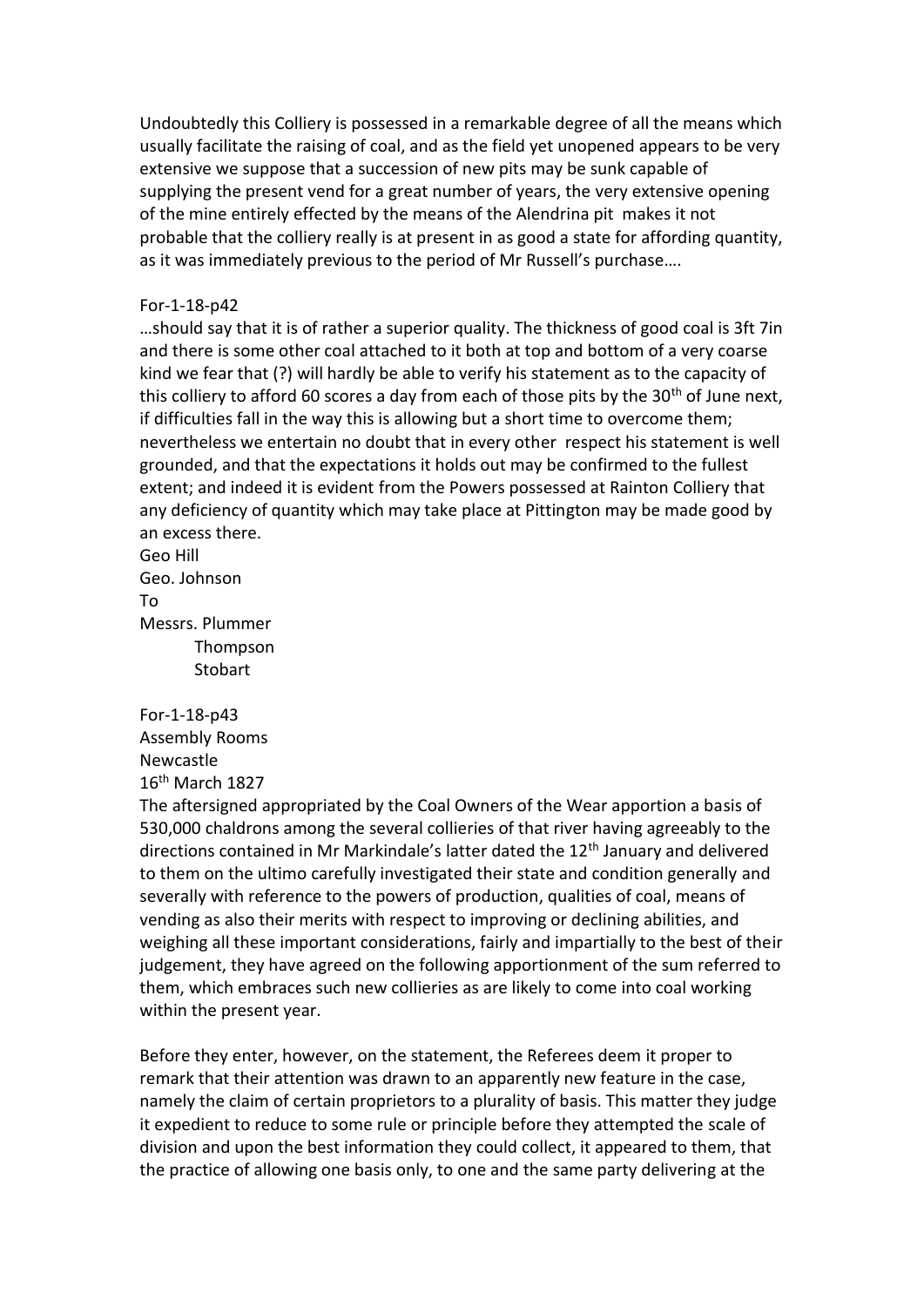Undoubtedly this Colliery is possessed in a remarkable degree of all the means which usually facilitate the raising of coal, and as the field yet unopened appears to be very extensive we suppose that a succession of new pits may be sunk capable of supplying the present vend for a great number of years, the very extensive opening of the mine entirely effected by the means of the Alendrina pit makes it not probable that the colliery really is at present in as good a state for affording quantity, as it was immediately previous to the period of Mr Russell's purchase….

For-1-18-p42

…should say that it is of rather a superior quality. The thickness of good coal is 3ft 7in and there is some other coal attached to it both at top and bottom of a very coarse kind we fear that (?) will hardly be able to verify his statement as to the capacity of this colliery to afford 60 scores a day from each of those pits by the 30th of June next, if difficulties fall in the way this is allowing but a short time to overcome them; nevertheless we entertain no doubt that in every other respect his statement is well grounded, and that the expectations it holds out may be confirmed to the fullest extent; and indeed it is evident from the Powers possessed at Rainton Colliery that any deficiency of quantity which may take place at Pittington may be made good by an excess there.

Geo Hill
Geo. Johnson
To
Messrs. Plummer
Thompson
Stobart

For-1-18-p43

Assembly Rooms
Newcastle
16th March 1827

The aftersigned appropriated by the Coal Owners of the Wear apportion a basis of 530,000 chaldrons among the several collieries of that river having agreeably to the directions contained in Mr Markindale's latter dated the 12th January and delivered to them on the ultimo carefully investigated their state and condition generally and severally with reference to the powers of production, qualities of coal, means of vending as also their merits with respect to improving or declining abilities, and weighing all these important considerations, fairly and impartially to the best of their judgement, they have agreed on the following apportionment of the sum referred to them, which embraces such new collieries as are likely to come into coal working within the present year.

Before they enter, however, on the statement, the Referees deem it proper to remark that their attention was drawn to an apparently new feature in the case, namely the claim of certain proprietors to a plurality of basis. This matter they judge it expedient to reduce to some rule or principle before they attempted the scale of division and upon the best information they could collect, it appeared to them, that the practice of allowing one basis only, to one and the same party delivering at the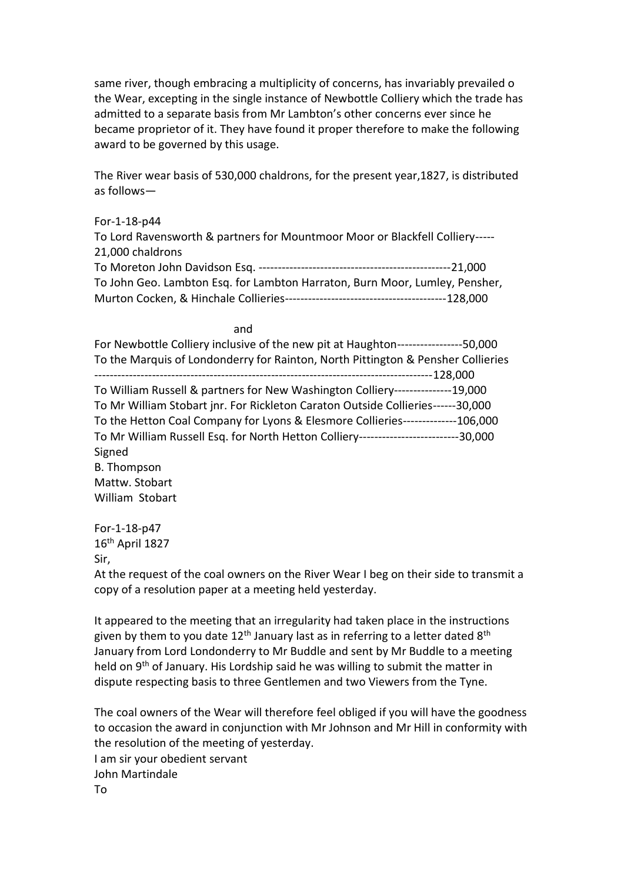same river, though embracing a multiplicity of concerns, has invariably prevailed o the Wear, excepting in the single instance of Newbottle Colliery which the trade has admitted to a separate basis from Mr Lambton's other concerns ever since he became proprietor of it. They have found it proper therefore to make the following award to be governed by this usage.

The River wear basis of 530,000 chaldrons, for the present year,1827, is distributed as follows—

For-1-18-p44

To Lord Ravensworth & partners for Mountmoor Moor or Blackfell Colliery-----21,000 chaldrons

To Moreton John Davidson Esq. -------------------------------------------------21,000

To John Geo. Lambton Esq. for Lambton Harraton, Burn Moor, Lumley, Pensher, Murton Cocken, & Hinchale Collieries-----------------------------------------128,000

and

For Newbottle Colliery inclusive of the new pit at Haughton-----------------50,000

To the Marquis of Londonderry for Rainton, North Pittington & Pensher Collieries -------------------------------------------------------------------------------------128,000

To William Russell & partners for New Washington Colliery---------------19,000

To Mr William Stobart jnr. For Rickleton Caraton Outside Collieries------30,000

To the Hetton Coal Company for Lyons & Elesmore Collieries--------------106,000

To Mr William Russell Esq. for North Hetton Colliery-------------------------30,000

Signed

B. Thompson

Mattw. Stobart

William Stobart

For-1-18-p47

16th April 1827

Sir,

At the request of the coal owners on the River Wear I beg on their side to transmit a copy of a resolution paper at a meeting held yesterday.

It appeared to the meeting that an irregularity had taken place in the instructions given by them to you date 12th January last as in referring to a letter dated 8th January from Lord Londonderry to Mr Buddle and sent by Mr Buddle to a meeting held on 9th of January. His Lordship said he was willing to submit the matter in dispute respecting basis to three Gentlemen and two Viewers from the Tyne.

The coal owners of the Wear will therefore feel obliged if you will have the goodness to occasion the award in conjunction with Mr Johnson and Mr Hill in conformity with the resolution of the meeting of yesterday.

I am sir your obedient servant

John Martindale

To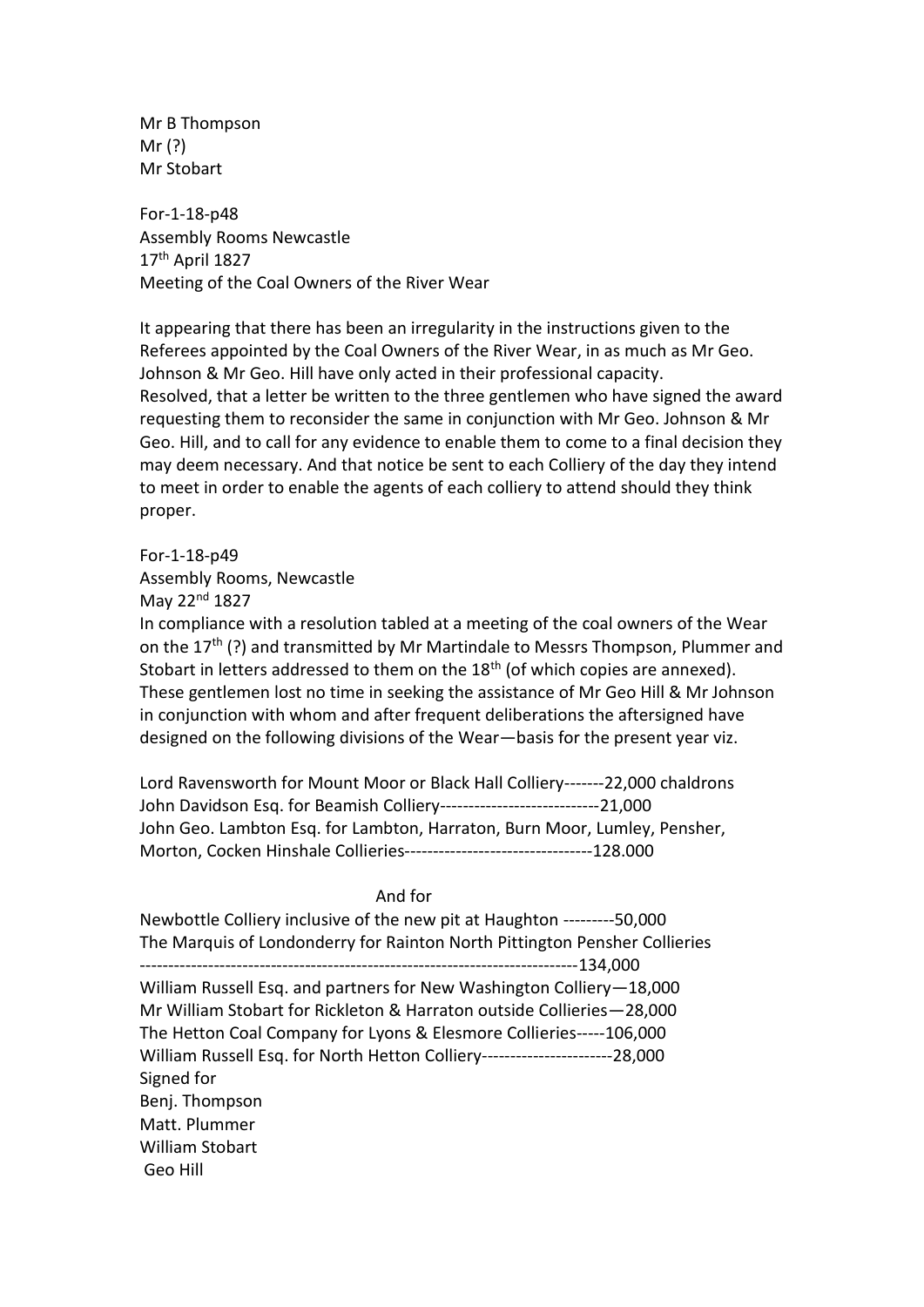Mr B Thompson
Mr (?)
Mr Stobart

For-1-18-p48
Assembly Rooms Newcastle
17th April 1827
Meeting of the Coal Owners of the River Wear

It appearing that there has been an irregularity in the instructions given to the Referees appointed by the Coal Owners of the River Wear, in as much as Mr Geo. Johnson & Mr Geo. Hill have only acted in their professional capacity.
Resolved, that a letter be written to the three gentlemen who have signed the award requesting them to reconsider the same in conjunction with Mr Geo. Johnson & Mr Geo. Hill, and to call for any evidence to enable them to come to a final decision they may deem necessary. And that notice be sent to each Colliery of the day they intend to meet in order to enable the agents of each colliery to attend should they think proper.

For-1-18-p49
Assembly Rooms, Newcastle
May 22nd 1827
In compliance with a resolution tabled at a meeting of the coal owners of the Wear on the 17th (?) and transmitted by Mr Martindale to Messrs Thompson, Plummer and Stobart in letters addressed to them on the 18th (of which copies are annexed). These gentlemen lost no time in seeking the assistance of Mr Geo Hill & Mr Johnson in conjunction with whom and after frequent deliberations the aftersigned have designed on the following divisions of the Wear—basis for the present year viz.

Lord Ravensworth for Mount Moor or Black Hall Colliery-------22,000 chaldrons
John Davidson Esq. for Beamish Colliery---------------------------21,000
John Geo. Lambton Esq. for Lambton, Harraton, Burn Moor, Lumley, Pensher, Morton, Cocken Hinshale Collieries--------------------------------128.000

And for

Newbottle Colliery inclusive of the new pit at Haughton ---------50,000
The Marquis of Londonderry for Rainton North Pittington Pensher Collieries
---------------------------------------------------------------------------134,000
William Russell Esq. and partners for New Washington Colliery—18,000
Mr William Stobart for Rickleton & Harraton outside Collieries—28,000
The Hetton Coal Company for Lyons & Elesmore Collieries-----106,000
William Russell Esq. for North Hetton Colliery----------------------28,000
Signed for
Benj. Thompson
Matt. Plummer
William Stobart
Geo Hill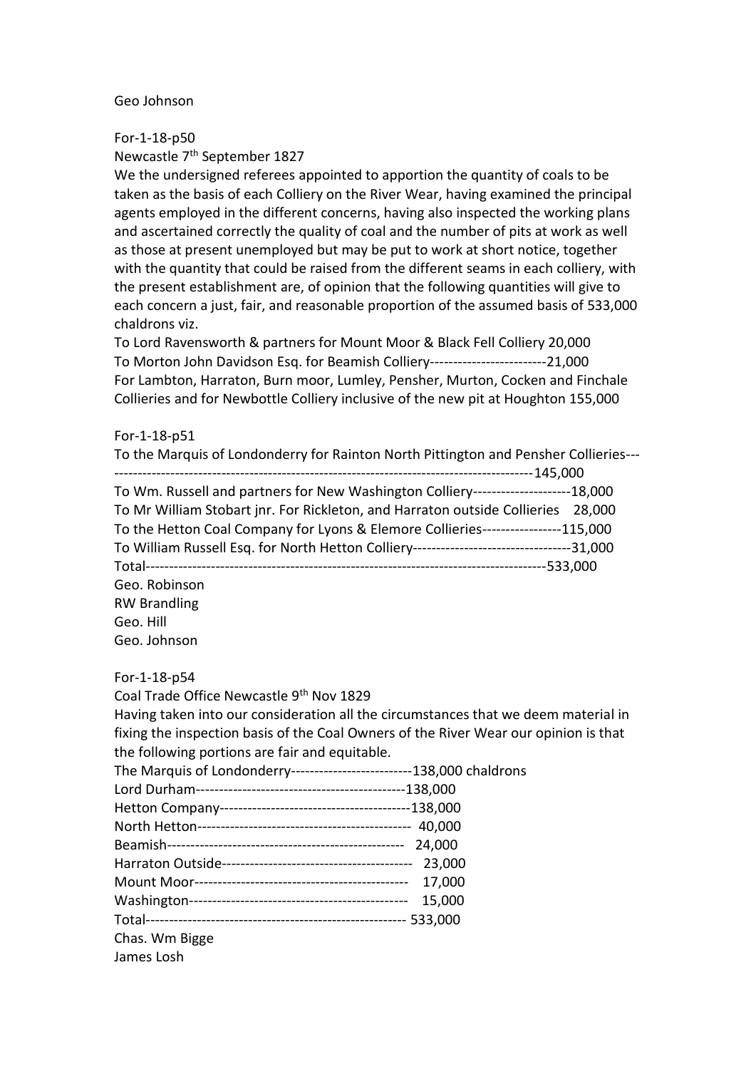Geo Johnson

For-1-18-p50

Newcastle 7th September 1827

We the undersigned referees appointed to apportion the quantity of coals to be taken as the basis of each Colliery on the River Wear, having examined the principal agents employed in the different concerns, having also inspected the working plans and ascertained correctly the quality of coal and the number of pits at work as well as those at present unemployed but may be put to work at short notice, together with the quantity that could be raised from the different seams in each colliery, with the present establishment are, of opinion that the following quantities will give to each concern a just, fair, and reasonable proportion of the assumed basis of 533,000 chaldrons viz.

To Lord Ravensworth & partners for Mount Moor & Black Fell Colliery 20,000

To Morton John Davidson Esq. for Beamish Colliery-------------------------21,000

For Lambton, Harraton, Burn moor, Lumley, Pensher, Murton, Cocken and Finchale Collieries and for Newbottle Colliery inclusive of the new pit at Houghton 155,000

For-1-18-p51

To the Marquis of Londonderry for Rainton North Pittington and Pensher Collieries-------------------------------------------------------------------------------------------145,000

To Wm. Russell and partners for New Washington Colliery---------------------18,000

To Mr William Stobart jnr. For Rickleton, and Harraton outside Collieries 28,000

To the Hetton Coal Company for Lyons & Elemore Collieries-----------------115,000

To William Russell Esq. for North Hetton Colliery----------------------------------31,000

Total-------------------------------------------------------------------------------------533,000

Geo. Robinson

RW Brandling

Geo. Hill

Geo. Johnson

For-1-18-p54

Coal Trade Office Newcastle 9th Nov 1829

Having taken into our consideration all the circumstances that we deem material in fixing the inspection basis of the Coal Owners of the River Wear our opinion is that the following portions are fair and equitable.

The Marquis of Londonderry--------------------------138,000 chaldrons

Lord Durham----------------------------------------------138,000

Hetton Company-----------------------------------------138,000

North Hetton---------------------------------------------- 40,000

Beamish---------------------------------------------------- 24,000

Harraton Outside---------------------------------------- 23,000

Mount Moor----------------------------------------------- 17,000

Washington----------------------------------------------- 15,000

Total-------------------------------------------------------- 533,000

Chas. Wm Bigge

James Losh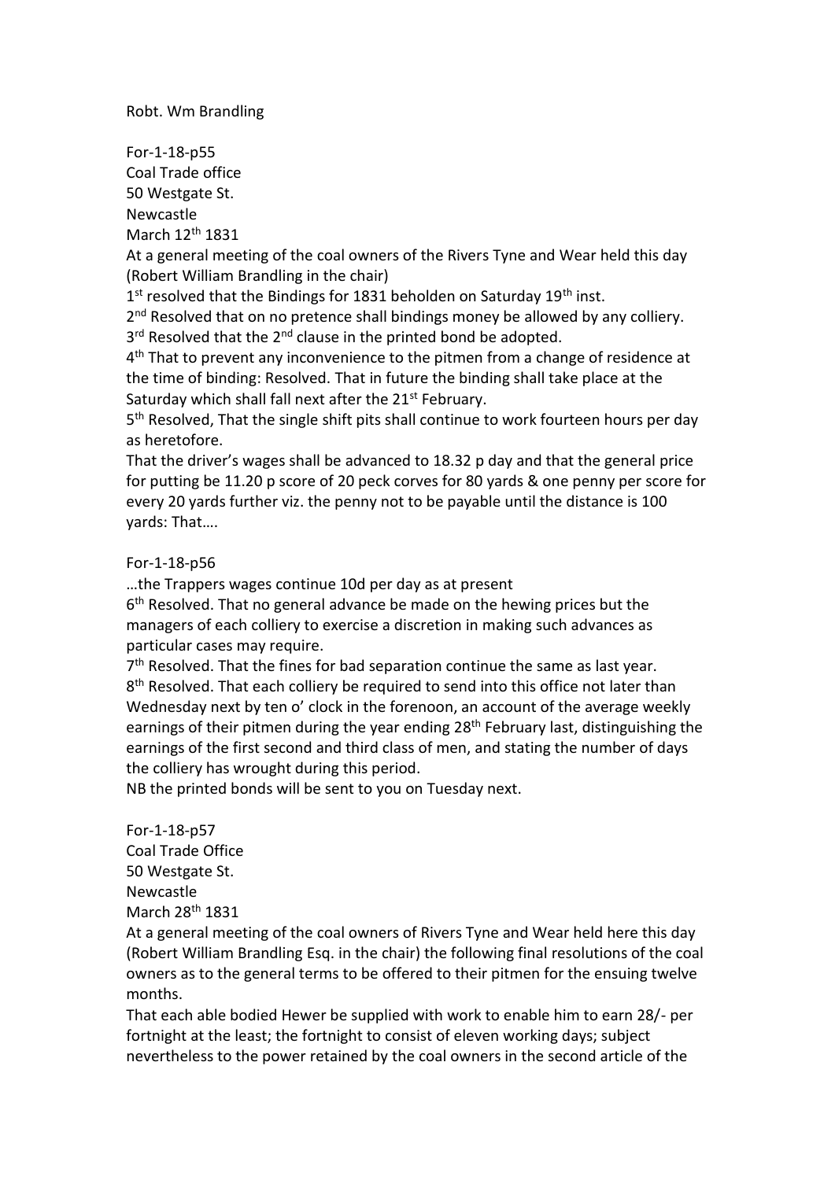Robt. Wm Brandling

For-1-18-p55
Coal Trade office
50 Westgate St.
Newcastle
March 12th 1831

At a general meeting of the coal owners of the Rivers Tyne and Wear held this day (Robert William Brandling in the chair)

1st resolved that the Bindings for 1831 beholden on Saturday 19th inst.
2nd Resolved that on no pretence shall bindings money be allowed by any colliery.
3rd Resolved that the 2nd clause in the printed bond be adopted.
4th That to prevent any inconvenience to the pitmen from a change of residence at the time of binding: Resolved. That in future the binding shall take place at the Saturday which shall fall next after the 21st February.
5th Resolved, That the single shift pits shall continue to work fourteen hours per day as heretofore.
That the driver's wages shall be advanced to 18.32 p day and that the general price for putting be 11.20 p score of 20 peck corves for 80 yards & one penny per score for every 20 yards further viz. the penny not to be payable until the distance is 100 yards: That….

For-1-18-p56
…the Trappers wages continue 10d per day as at present
6th Resolved. That no general advance be made on the hewing prices but the managers of each colliery to exercise a discretion in making such advances as particular cases may require.
7th Resolved. That the fines for bad separation continue the same as last year.
8th Resolved. That each colliery be required to send into this office not later than Wednesday next by ten o' clock in the forenoon, an account of the average weekly earnings of their pitmen during the year ending 28th February last, distinguishing the earnings of the first second and third class of men, and stating the number of days the colliery has wrought during this period.
NB the printed bonds will be sent to you on Tuesday next.

For-1-18-p57
Coal Trade Office
50 Westgate St.
Newcastle
March 28th 1831

At a general meeting of the coal owners of Rivers Tyne and Wear held here this day (Robert William Brandling Esq. in the chair) the following final resolutions of the coal owners as to the general terms to be offered to their pitmen for the ensuing twelve months.

That each able bodied Hewer be supplied with work to enable him to earn 28/- per fortnight at the least; the fortnight to consist of eleven working days; subject nevertheless to the power retained by the coal owners in the second article of the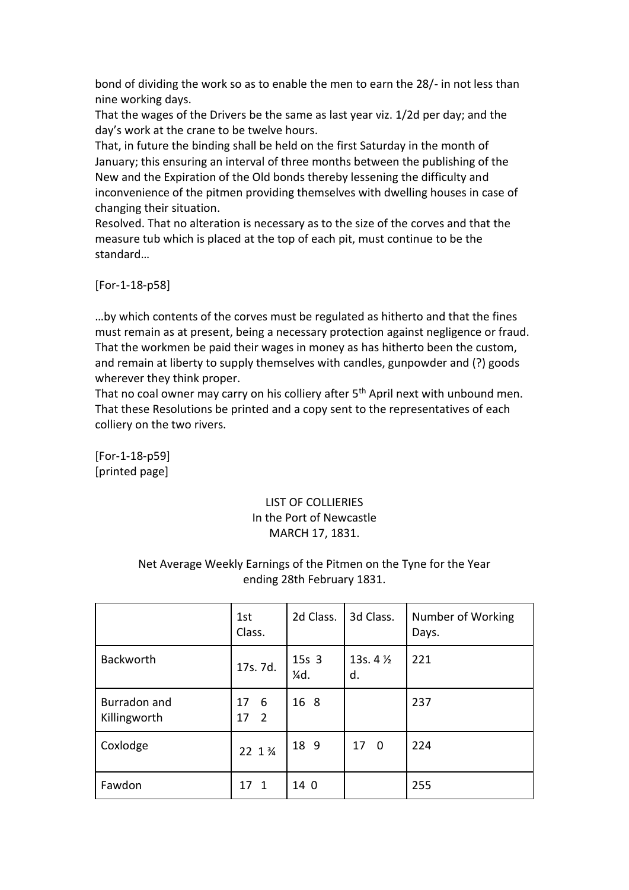bond of dividing the work so as to enable the men to earn the 28/- in not less than nine working days.

That the wages of the Drivers be the same as last year viz. 1/2d per day; and the day's work at the crane to be twelve hours.

That, in future the binding shall be held on the first Saturday in the month of January; this ensuring an interval of three months between the publishing of the New and the Expiration of the Old bonds thereby lessening the difficulty and inconvenience of the pitmen providing themselves with dwelling houses in case of changing their situation.

Resolved. That no alteration is necessary as to the size of the corves and that the measure tub which is placed at the top of each pit, must continue to be the standard…

[For-1-18-p58]

…by which contents of the corves must be regulated as hitherto and that the fines must remain as at present, being a necessary protection against negligence or fraud.

That the workmen be paid their wages in money as has hitherto been the custom, and remain at liberty to supply themselves with candles, gunpowder and (?) goods wherever they think proper.

That no coal owner may carry on his colliery after 5th April next with unbound men.

That these Resolutions be printed and a copy sent to the representatives of each colliery on the two rivers.

[For-1-18-p59]
[printed page]

LIST OF COLLIERIES
In the Port of Newcastle
MARCH 17, 1831.

Net Average Weekly Earnings of the Pitmen on the Tyne for the Year ending 28th February 1831.

| | 1st Class. | 2d Class. | 3d Class. | Number of Working Days. |
|---|---|---|---|---|
| Backworth | 17s. 7d. | 15s 3 ¼d. | 13s. 4 ½ d. | 221 |
| Burradon and Killingworth | 17 6<br>17 2 | 16 8 | | 237 |
| Coxlodge | 22 1 ¾ | 18 9 | 17 0 | 224 |
| Fawdon | 17 1 | 14 0 | | 255 |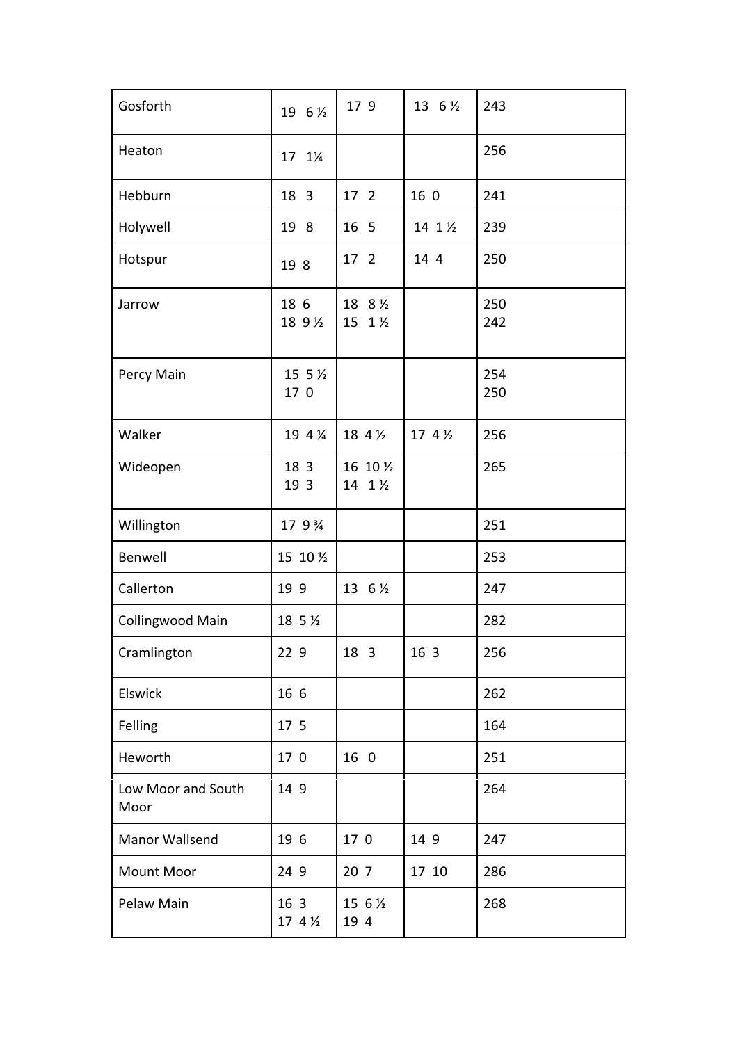| Gosforth | 19 6 ½ | 17 9 | 13 6 ½ | 243 |
|---|---|---|---|---|
| Heaton | 17 1¼ | | | 256 |
| Hebburn | 18 3 | 17 2 | 16 0 | 241 |
| Holywell | 19 8 | 16 5 | 14 1 ½ | 239 |
| Hotspur | 19 8 | 17 2 | 14 4 | 250 |
| Jarrow | 18 6<br>18 9 ½ | 18 8 ½<br>15 1 ½ | | 250<br>242 |
| Percy Main | 15 5 ½<br>17 0 | | | 254<br>250 |
| Walker | 19 4 ¼ | 18 4 ½ | 17 4 ½ | 256 |
| Wideopen | 18 3<br>19 3 | 16 10 ½<br>14 1 ½ | | 265 |
| Willington | 17 9 ¾ | | | 251 |
| Benwell | 15 10 ½ | | | 253 |
| Callerton | 19 9 | 13 6 ½ | | 247 |
| Collingwood Main | 18 5 ½ | | | 282 |
| Cramlington | 22 9 | 18 3 | 16 3 | 256 |
| Elswick | 16 6 | | | 262 |
| Felling | 17 5 | | | 164 |
| Heworth | 17 0 | 16 0 | | 251 |
| Low Moor and South Moor | 14 9 | | | 264 |
| Manor Wallsend | 19 6 | 17 0 | 14 9 | 247 |
| Mount Moor | 24 9 | 20 7 | 17 10 | 286 |
| Pelaw Main | 16 3<br>17 4 ½ | 15 6 ½<br>19 4 | | 268 |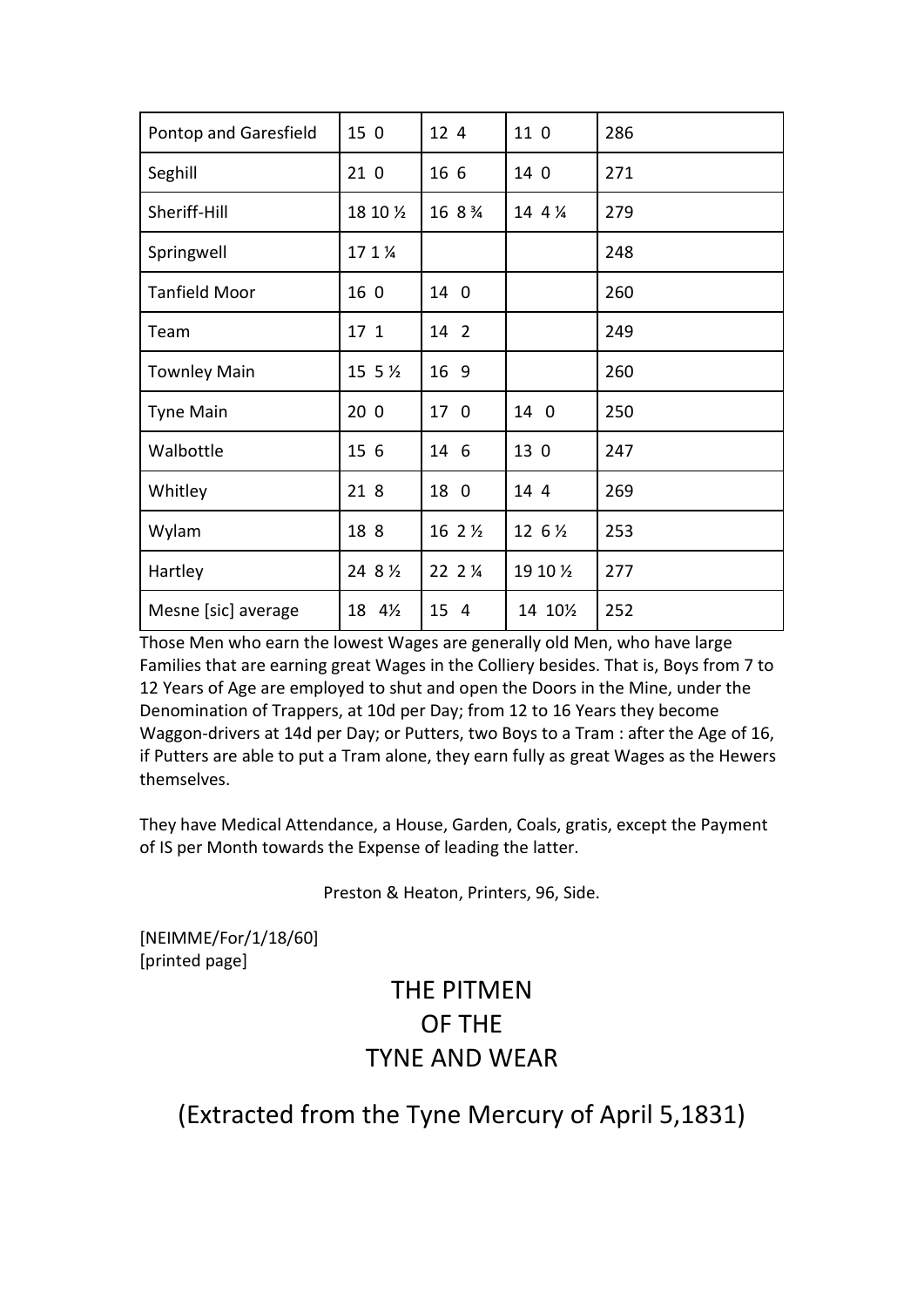| Pontop and Garesfield | 15 0 | 12 4 | 11 0 | 286 |
|---|---|---|---|---|
| Seghill | 21 0 | 16 6 | 14 0 | 271 |
| Sheriff-Hill | 18 10 ½ | 16 8 ¾ | 14 4 ¼ | 279 |
| Springwell | 17 1 ¼ | | | 248 |
| Tanfield Moor | 16 0 | 14 0 | | 260 |
| Team | 17 1 | 14 2 | | 249 |
| Townley Main | 15 5 ½ | 16 9 | | 260 |
| Tyne Main | 20 0 | 17 0 | 14 0 | 250 |
| Walbottle | 15 6 | 14 6 | 13 0 | 247 |
| Whitley | 21 8 | 18 0 | 14 4 | 269 |
| Wylam | 18 8 | 16 2 ½ | 12 6 ½ | 253 |
| Hartley | 24 8 ½ | 22 2 ¼ | 19 10 ½ | 277 |
| Mesne [sic] average | 18 4½ | 15 4 | 14 10½ | 252 |

Those Men who earn the lowest Wages are generally old Men, who have large Families that are earning great Wages in the Colliery besides. That is, Boys from 7 to 12 Years of Age are employed to shut and open the Doors in the Mine, under the Denomination of Trappers, at 10d per Day; from 12 to 16 Years they become Waggon-drivers at 14d per Day; or Putters, two Boys to a Tram : after the Age of 16, if Putters are able to put a Tram alone, they earn fully as great Wages as the Hewers themselves.

They have Medical Attendance, a House, Garden, Coals, gratis, except the Payment of IS per Month towards the Expense of leading the latter.

Preston & Heaton, Printers, 96, Side.

[NEIMME/For/1/18/60]
[printed page]

# THE PITMEN
# OF THE
# TYNE AND WEAR

## (Extracted from the Tyne Mercury of April 5,1831)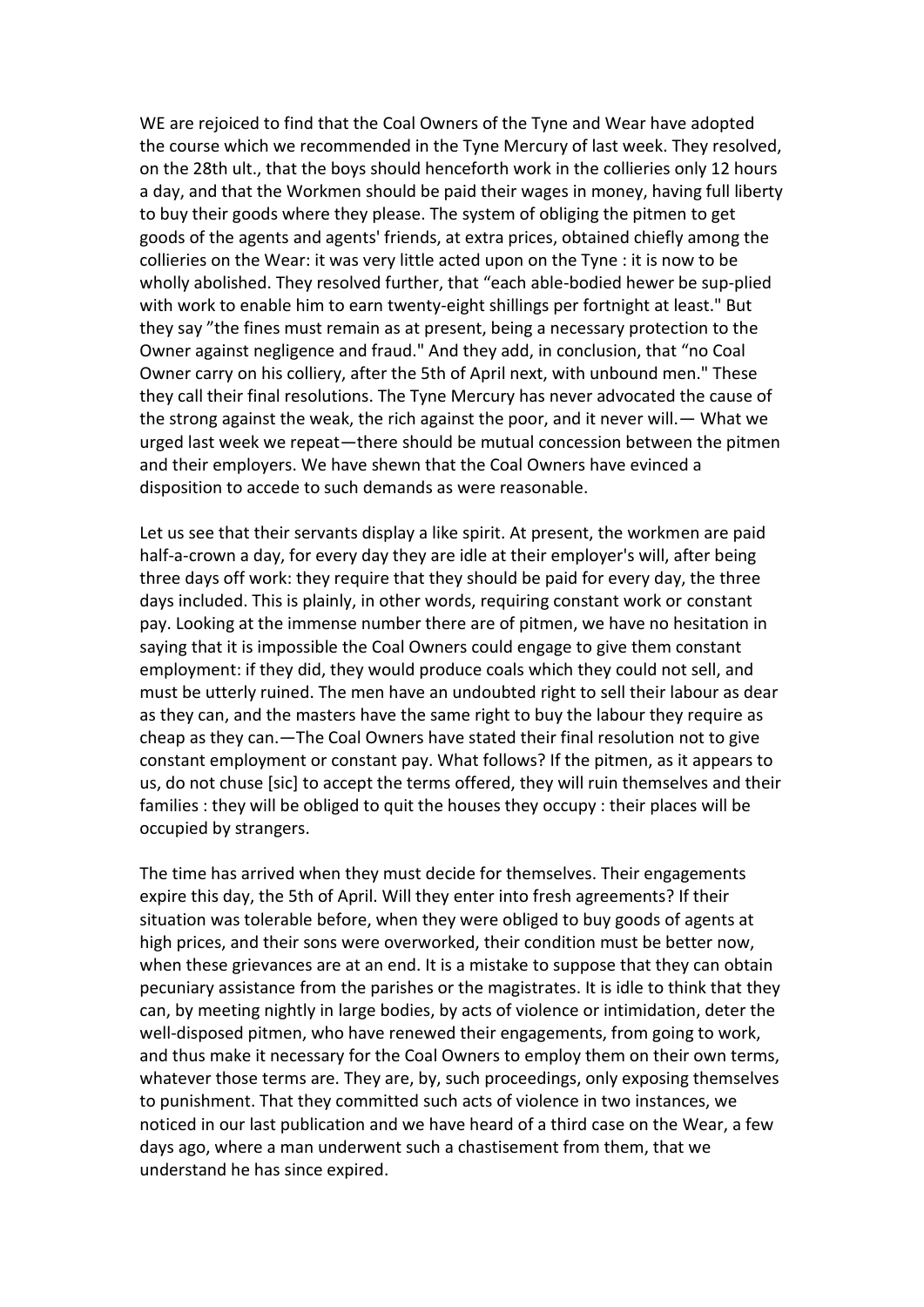WE are rejoiced to find that the Coal Owners of the Tyne and Wear have adopted the course which we recommended in the Tyne Mercury of last week. They resolved, on the 28th ult., that the boys should henceforth work in the collieries only 12 hours a day, and that the Workmen should be paid their wages in money, having full liberty to buy their goods where they please. The system of obliging the pitmen to get goods of the agents and agents' friends, at extra prices, obtained chiefly among the collieries on the Wear: it was very little acted upon on the Tyne : it is now to be wholly abolished. They resolved further, that "each able-bodied hewer be sup-plied with work to enable him to earn twenty-eight shillings per fortnight at least." But they say "the fines must remain as at present, being a necessary protection to the Owner against negligence and fraud." And they add, in conclusion, that "no Coal Owner carry on his colliery, after the 5th of April next, with unbound men." These they call their final resolutions. The Tyne Mercury has never advocated the cause of the strong against the weak, the rich against the poor, and it never will.— What we urged last week we repeat—there should be mutual concession between the pitmen and their employers. We have shewn that the Coal Owners have evinced a disposition to accede to such demands as were reasonable.

Let us see that their servants display a like spirit. At present, the workmen are paid half-a-crown a day, for every day they are idle at their employer's will, after being three days off work: they require that they should be paid for every day, the three days included. This is plainly, in other words, requiring constant work or constant pay. Looking at the immense number there are of pitmen, we have no hesitation in saying that it is impossible the Coal Owners could engage to give them constant employment: if they did, they would produce coals which they could not sell, and must be utterly ruined. The men have an undoubted right to sell their labour as dear as they can, and the masters have the same right to buy the labour they require as cheap as they can.—The Coal Owners have stated their final resolution not to give constant employment or constant pay. What follows? If the pitmen, as it appears to us, do not chuse [sic] to accept the terms offered, they will ruin themselves and their families : they will be obliged to quit the houses they occupy : their places will be occupied by strangers.

The time has arrived when they must decide for themselves. Their engagements expire this day, the 5th of April. Will they enter into fresh agreements? If their situation was tolerable before, when they were obliged to buy goods of agents at high prices, and their sons were overworked, their condition must be better now, when these grievances are at an end. It is a mistake to suppose that they can obtain pecuniary assistance from the parishes or the magistrates. It is idle to think that they can, by meeting nightly in large bodies, by acts of violence or intimidation, deter the well-disposed pitmen, who have renewed their engagements, from going to work, and thus make it necessary for the Coal Owners to employ them on their own terms, whatever those terms are. They are, by, such proceedings, only exposing themselves to punishment. That they committed such acts of violence in two instances, we noticed in our last publication and we have heard of a third case on the Wear, a few days ago, where a man underwent such a chastisement from them, that we understand he has since expired.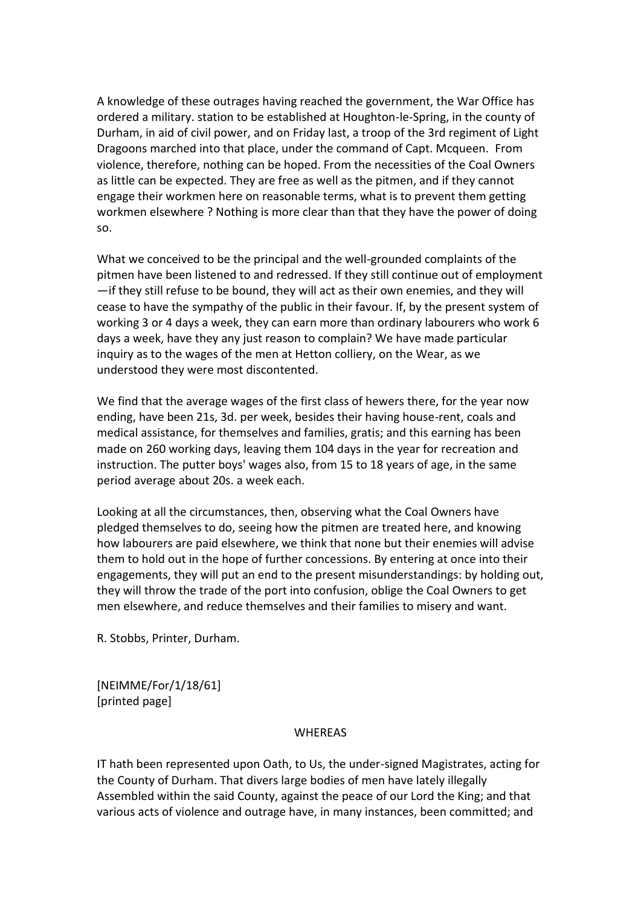A knowledge of these outrages having reached the government, the War Office has ordered a military. station to be established at Houghton-le-Spring, in the county of Durham, in aid of civil power, and on Friday last, a troop of the 3rd regiment of Light Dragoons marched into that place, under the command of Capt. Mcqueen. From violence, therefore, nothing can be hoped. From the necessities of the Coal Owners as little can be expected. They are free as well as the pitmen, and if they cannot engage their workmen here on reasonable terms, what is to prevent them getting workmen elsewhere ? Nothing is more clear than that they have the power of doing so.

What we conceived to be the principal and the well-grounded complaints of the pitmen have been listened to and redressed. If they still continue out of employment —if they still refuse to be bound, they will act as their own enemies, and they will cease to have the sympathy of the public in their favour. If, by the present system of working 3 or 4 days a week, they can earn more than ordinary labourers who work 6 days a week, have they any just reason to complain? We have made particular inquiry as to the wages of the men at Hetton colliery, on the Wear, as we understood they were most discontented.

We find that the average wages of the first class of hewers there, for the year now ending, have been 21s, 3d. per week, besides their having house-rent, coals and medical assistance, for themselves and families, gratis; and this earning has been made on 260 working days, leaving them 104 days in the year for recreation and instruction. The putter boys' wages also, from 15 to 18 years of age, in the same period average about 20s. a week each.

Looking at all the circumstances, then, observing what the Coal Owners have pledged themselves to do, seeing how the pitmen are treated here, and knowing how labourers are paid elsewhere, we think that none but their enemies will advise them to hold out in the hope of further concessions. By entering at once into their engagements, they will put an end to the present misunderstandings: by holding out, they will throw the trade of the port into confusion, oblige the Coal Owners to get men elsewhere, and reduce themselves and their families to misery and want.

R. Stobbs, Printer, Durham.

[NEIMME/For/1/18/61]
[printed page]

WHEREAS

IT hath been represented upon Oath, to Us, the under-signed Magistrates, acting for the County of Durham. That divers large bodies of men have lately illegally Assembled within the said County, against the peace of our Lord the King; and that various acts of violence and outrage have, in many instances, been committed; and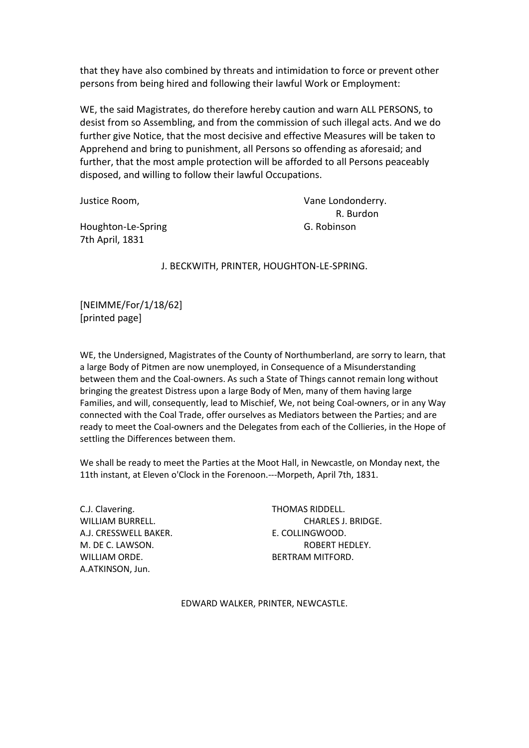that they have also combined by threats and intimidation to force or prevent other persons from being hired and following their lawful Work or Employment:

WE, the said Magistrates, do therefore hereby caution and warn ALL PERSONS, to desist from so Assembling, and from the commission of such illegal acts. And we do further give Notice, that the most decisive and effective Measures will be taken to Apprehend and bring to punishment, all Persons so offending as aforesaid; and further, that the most ample protection will be afforded to all Persons peaceably disposed, and willing to follow their lawful Occupations.

Justice Room,
Houghton-Le-Spring
7th April, 1831

Vane Londonderry.
R. Burdon
G. Robinson

J. BECKWITH, PRINTER, HOUGHTON-LE-SPRING.

[NEIMME/For/1/18/62]
[printed page]

WE, the Undersigned, Magistrates of the County of Northumberland, are sorry to learn, that a large Body of Pitmen are now unemployed, in Consequence of a Misunderstanding between them and the Coal-owners. As such a State of Things cannot remain long without bringing the greatest Distress upon a large Body of Men, many of them having large Families, and will, consequently, lead to Mischief, We, not being Coal-owners, or in any Way connected with the Coal Trade, offer ourselves as Mediators between the Parties; and are ready to meet the Coal-owners and the Delegates from each of the Collieries, in the Hope of settling the Differences between them.

We shall be ready to meet the Parties at the Moot Hall, in Newcastle, on Monday next, the 11th instant, at Eleven o'Clock in the Forenoon.---Morpeth, April 7th, 1831.

C.J. Clavering.
WILLIAM BURRELL.
A.J. CRESSWELL BAKER.
M. DE C. LAWSON.
WILLIAM ORDE.
A.ATKINSON, Jun.
THOMAS RIDDELL.
CHARLES J. BRIDGE.
E. COLLINGWOOD.
ROBERT HEDLEY.
BERTRAM MITFORD.

EDWARD WALKER, PRINTER, NEWCASTLE.